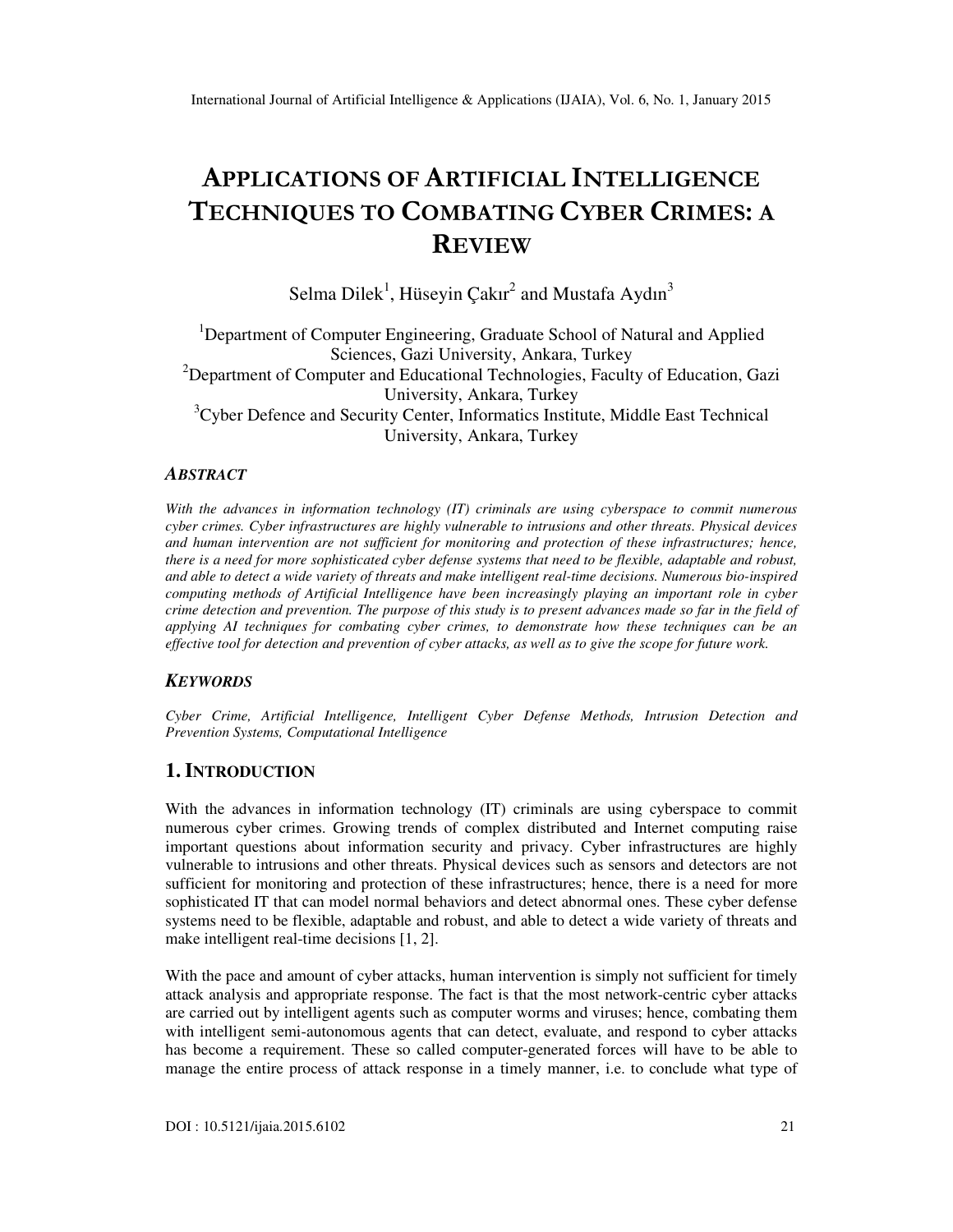# APPLICATIONS OF ARTIFICIAL INTELLIGENCE TECHNIQUES TO COMBATING CYBER CRIMES: A REVIEW

Selma Dilek[1], Hüseyin Çakır[2] and Mustafa Aydın[3]

[1]Department of Computer Engineering, Graduate School of Natural and Applied Sciences, Gazi University, Ankara, Turkey
[2]Department of Computer and Educational Technologies, Faculty of Education, Gazi University, Ankara, Turkey
[3]Cyber Defence and Security Center, Informatics Institute, Middle East Technical University, Ankara, Turkey

### *ABSTRACT*

*With the advances in information technology (IT) criminals are using cyberspace to commit numerous cyber crimes. Cyber infrastructures are highly vulnerable to intrusions and other threats. Physical devices and human intervention are not sufficient for monitoring and protection of these infrastructures; hence, there is a need for more sophisticated cyber defense systems that need to be flexible, adaptable and robust, and able to detect a wide variety of threats and make intelligent real-time decisions. Numerous bio-inspired computing methods of Artificial Intelligence have been increasingly playing an important role in cyber crime detection and prevention. The purpose of this study is to present advances made so far in the field of applying AI techniques for combating cyber crimes, to demonstrate how these techniques can be an effective tool for detection and prevention of cyber attacks, as well as to give the scope for future work.*

### *KEYWORDS*

*Cyber Crime, Artificial Intelligence, Intelligent Cyber Defense Methods, Intrusion Detection and Prevention Systems, Computational Intelligence*

## 1. INTRODUCTION

With the advances in information technology (IT) criminals are using cyberspace to commit numerous cyber crimes. Growing trends of complex distributed and Internet computing raise important questions about information security and privacy. Cyber infrastructures are highly vulnerable to intrusions and other threats. Physical devices such as sensors and detectors are not sufficient for monitoring and protection of these infrastructures; hence, there is a need for more sophisticated IT that can model normal behaviors and detect abnormal ones. These cyber defense systems need to be flexible, adaptable and robust, and able to detect a wide variety of threats and make intelligent real-time decisions [1, 2].

With the pace and amount of cyber attacks, human intervention is simply not sufficient for timely attack analysis and appropriate response. The fact is that the most network-centric cyber attacks are carried out by intelligent agents such as computer worms and viruses; hence, combating them with intelligent semi-autonomous agents that can detect, evaluate, and respond to cyber attacks has become a requirement. These so called computer-generated forces will have to be able to manage the entire process of attack response in a timely manner, i.e. to conclude what type of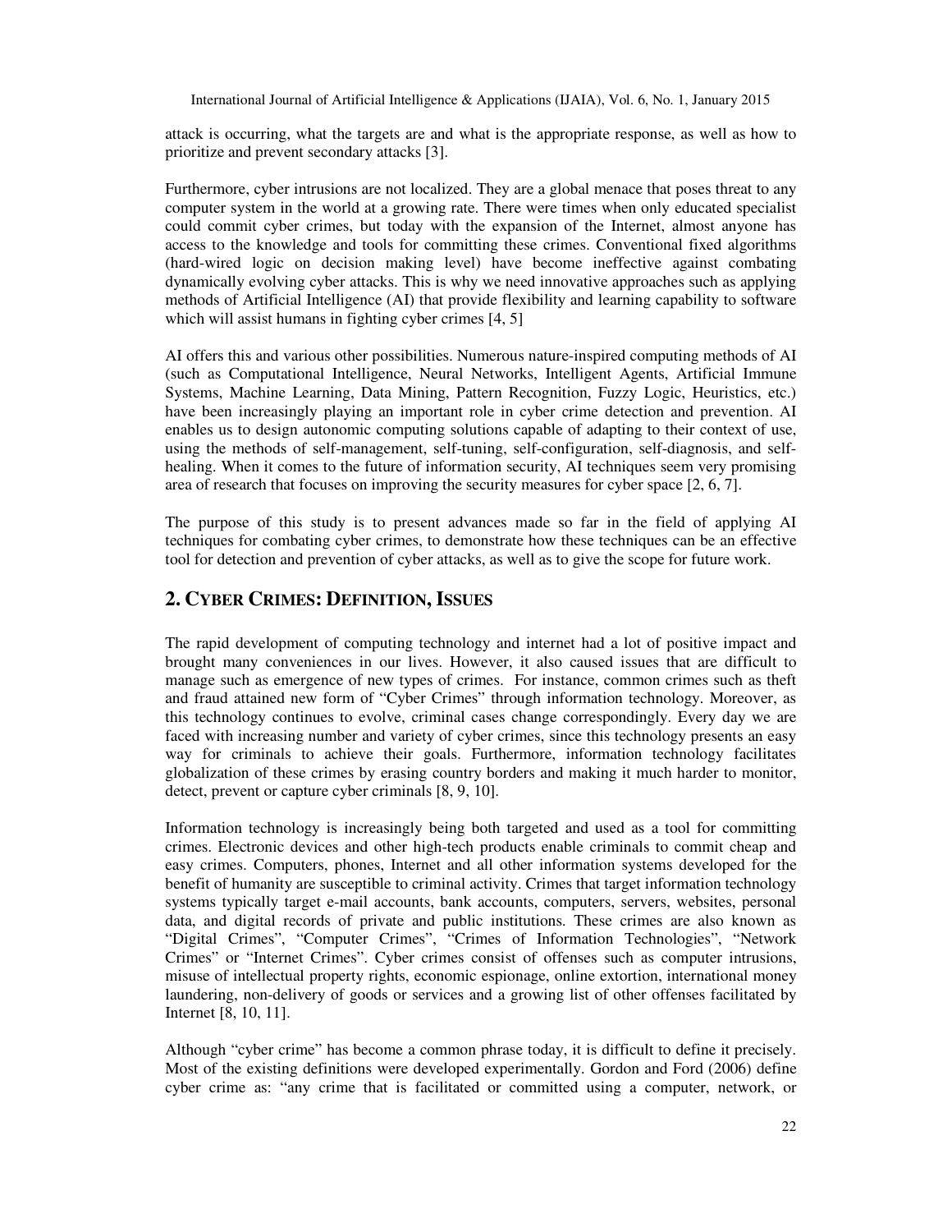attack is occurring, what the targets are and what is the appropriate response, as well as how to prioritize and prevent secondary attacks [3].

Furthermore, cyber intrusions are not localized. They are a global menace that poses threat to any computer system in the world at a growing rate. There were times when only educated specialist could commit cyber crimes, but today with the expansion of the Internet, almost anyone has access to the knowledge and tools for committing these crimes. Conventional fixed algorithms (hard-wired logic on decision making level) have become ineffective against combating dynamically evolving cyber attacks. This is why we need innovative approaches such as applying methods of Artificial Intelligence (AI) that provide flexibility and learning capability to software which will assist humans in fighting cyber crimes [4, 5]

AI offers this and various other possibilities. Numerous nature-inspired computing methods of AI (such as Computational Intelligence, Neural Networks, Intelligent Agents, Artificial Immune Systems, Machine Learning, Data Mining, Pattern Recognition, Fuzzy Logic, Heuristics, etc.) have been increasingly playing an important role in cyber crime detection and prevention. AI enables us to design autonomic computing solutions capable of adapting to their context of use, using the methods of self-management, self-tuning, self-configuration, self-diagnosis, and self-healing. When it comes to the future of information security, AI techniques seem very promising area of research that focuses on improving the security measures for cyber space [2, 6, 7].

The purpose of this study is to present advances made so far in the field of applying AI techniques for combating cyber crimes, to demonstrate how these techniques can be an effective tool for detection and prevention of cyber attacks, as well as to give the scope for future work.

## 2. Cyber Crimes: Definition, Issues

The rapid development of computing technology and internet had a lot of positive impact and brought many conveniences in our lives. However, it also caused issues that are difficult to manage such as emergence of new types of crimes. For instance, common crimes such as theft and fraud attained new form of "Cyber Crimes" through information technology. Moreover, as this technology continues to evolve, criminal cases change correspondingly. Every day we are faced with increasing number and variety of cyber crimes, since this technology presents an easy way for criminals to achieve their goals. Furthermore, information technology facilitates globalization of these crimes by erasing country borders and making it much harder to monitor, detect, prevent or capture cyber criminals [8, 9, 10].

Information technology is increasingly being both targeted and used as a tool for committing crimes. Electronic devices and other high-tech products enable criminals to commit cheap and easy crimes. Computers, phones, Internet and all other information systems developed for the benefit of humanity are susceptible to criminal activity. Crimes that target information technology systems typically target e-mail accounts, bank accounts, computers, servers, websites, personal data, and digital records of private and public institutions. These crimes are also known as "Digital Crimes", "Computer Crimes", "Crimes of Information Technologies", "Network Crimes" or "Internet Crimes". Cyber crimes consist of offenses such as computer intrusions, misuse of intellectual property rights, economic espionage, online extortion, international money laundering, non-delivery of goods or services and a growing list of other offenses facilitated by Internet [8, 10, 11].

Although "cyber crime" has become a common phrase today, it is difficult to define it precisely. Most of the existing definitions were developed experimentally. Gordon and Ford (2006) define cyber crime as: "any crime that is facilitated or committed using a computer, network, or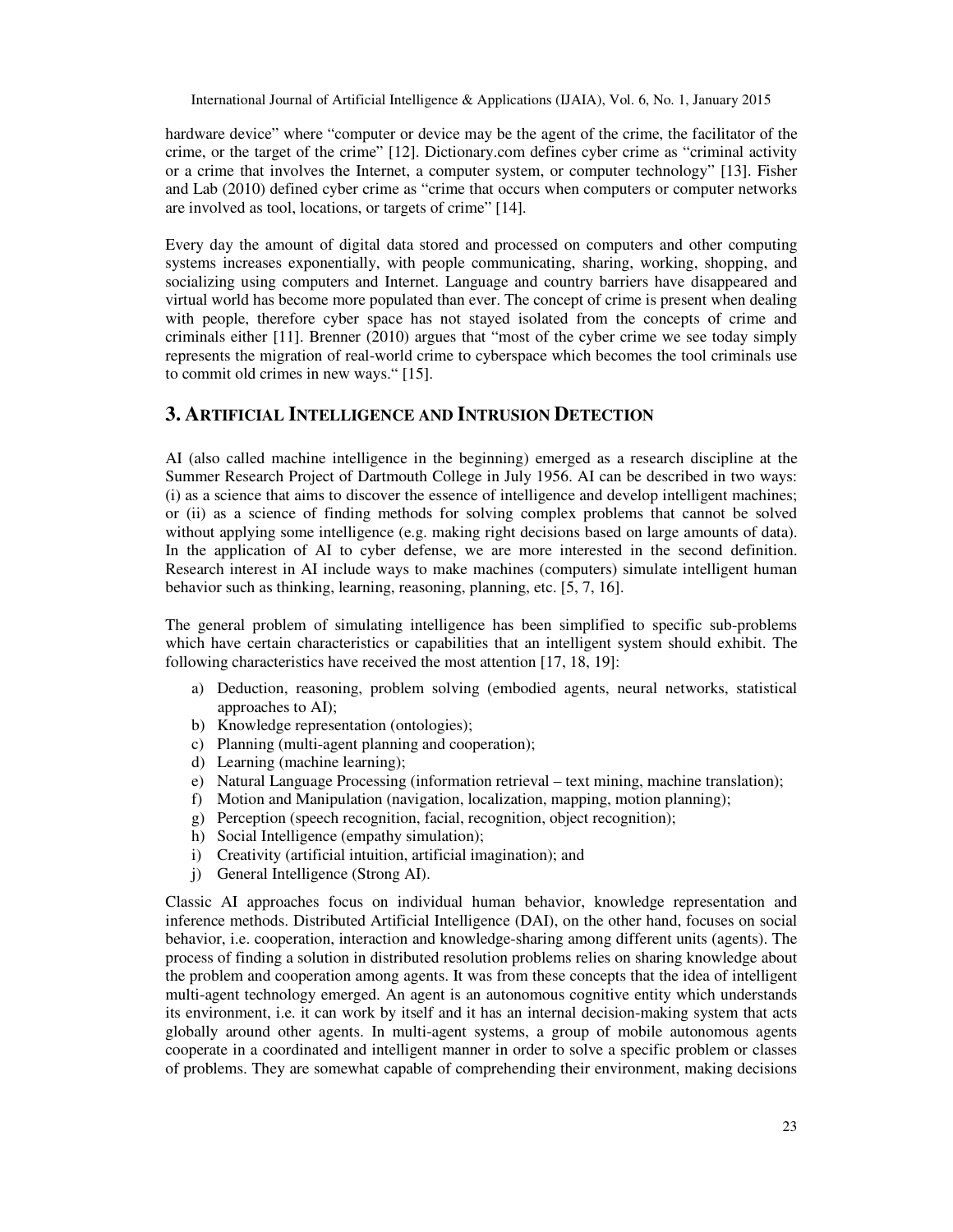hardware device" where "computer or device may be the agent of the crime, the facilitator of the crime, or the target of the crime" [12]. Dictionary.com defines cyber crime as "criminal activity or a crime that involves the Internet, a computer system, or computer technology" [13]. Fisher and Lab (2010) defined cyber crime as "crime that occurs when computers or computer networks are involved as tool, locations, or targets of crime" [14].

Every day the amount of digital data stored and processed on computers and other computing systems increases exponentially, with people communicating, sharing, working, shopping, and socializing using computers and Internet. Language and country barriers have disappeared and virtual world has become more populated than ever. The concept of crime is present when dealing with people, therefore cyber space has not stayed isolated from the concepts of crime and criminals either [11]. Brenner (2010) argues that "most of the cyber crime we see today simply represents the migration of real-world crime to cyberspace which becomes the tool criminals use to commit old crimes in new ways." [15].

## 3. Artificial Intelligence and Intrusion Detection

AI (also called machine intelligence in the beginning) emerged as a research discipline at the Summer Research Project of Dartmouth College in July 1956. AI can be described in two ways: (i) as a science that aims to discover the essence of intelligence and develop intelligent machines; or (ii) as a science of finding methods for solving complex problems that cannot be solved without applying some intelligence (e.g. making right decisions based on large amounts of data). In the application of AI to cyber defense, we are more interested in the second definition. Research interest in AI include ways to make machines (computers) simulate intelligent human behavior such as thinking, learning, reasoning, planning, etc. [5, 7, 16].

The general problem of simulating intelligence has been simplified to specific sub-problems which have certain characteristics or capabilities that an intelligent system should exhibit. The following characteristics have received the most attention [17, 18, 19]:

a) Deduction, reasoning, problem solving (embodied agents, neural networks, statistical approaches to AI);
b) Knowledge representation (ontologies);
c) Planning (multi-agent planning and cooperation);
d) Learning (machine learning);
e) Natural Language Processing (information retrieval – text mining, machine translation);
f) Motion and Manipulation (navigation, localization, mapping, motion planning);
g) Perception (speech recognition, facial, recognition, object recognition);
h) Social Intelligence (empathy simulation);
i) Creativity (artificial intuition, artificial imagination); and
j) General Intelligence (Strong AI).

Classic AI approaches focus on individual human behavior, knowledge representation and inference methods. Distributed Artificial Intelligence (DAI), on the other hand, focuses on social behavior, i.e. cooperation, interaction and knowledge-sharing among different units (agents). The process of finding a solution in distributed resolution problems relies on sharing knowledge about the problem and cooperation among agents. It was from these concepts that the idea of intelligent multi-agent technology emerged. An agent is an autonomous cognitive entity which understands its environment, i.e. it can work by itself and it has an internal decision-making system that acts globally around other agents. In multi-agent systems, a group of mobile autonomous agents cooperate in a coordinated and intelligent manner in order to solve a specific problem or classes of problems. They are somewhat capable of comprehending their environment, making decisions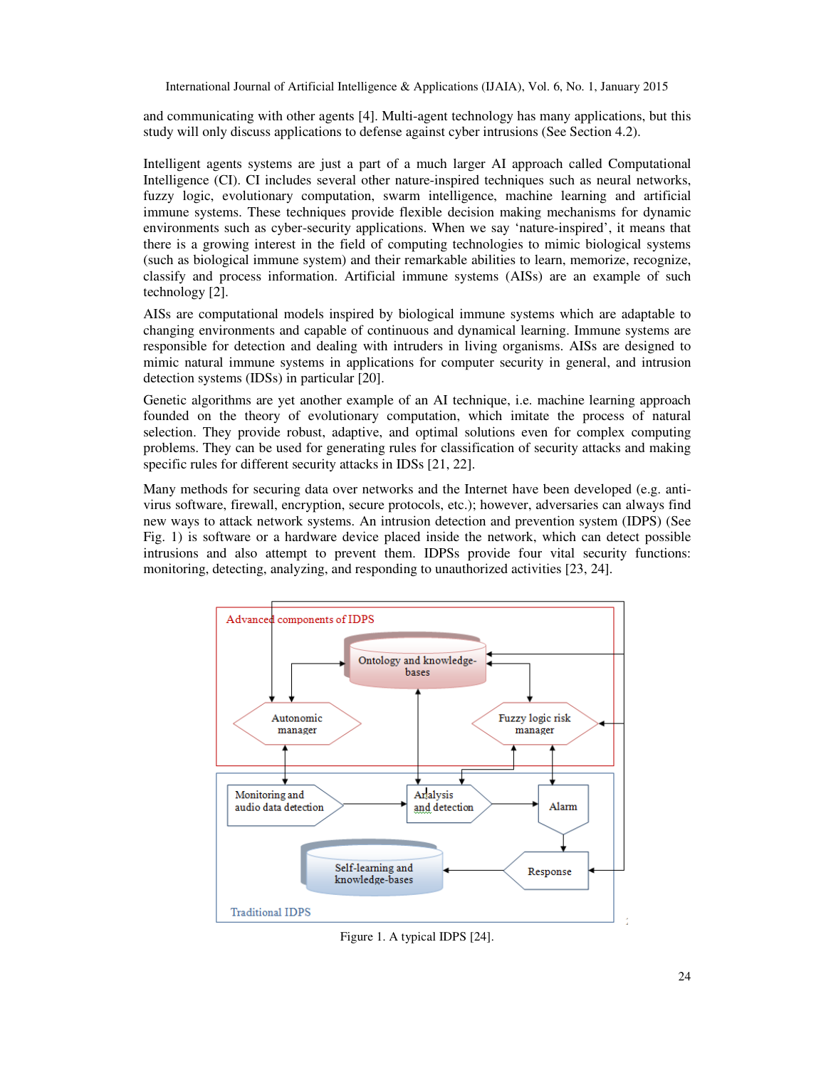and communicating with other agents [4]. Multi-agent technology has many applications, but this study will only discuss applications to defense against cyber intrusions (See Section 4.2).

Intelligent agents systems are just a part of a much larger AI approach called Computational Intelligence (CI). CI includes several other nature-inspired techniques such as neural networks, fuzzy logic, evolutionary computation, swarm intelligence, machine learning and artificial immune systems. These techniques provide flexible decision making mechanisms for dynamic environments such as cyber-security applications. When we say 'nature-inspired', it means that there is a growing interest in the field of computing technologies to mimic biological systems (such as biological immune system) and their remarkable abilities to learn, memorize, recognize, classify and process information. Artificial immune systems (AISs) are an example of such technology [2].

AISs are computational models inspired by biological immune systems which are adaptable to changing environments and capable of continuous and dynamical learning. Immune systems are responsible for detection and dealing with intruders in living organisms. AISs are designed to mimic natural immune systems in applications for computer security in general, and intrusion detection systems (IDSs) in particular [20].

Genetic algorithms are yet another example of an AI technique, i.e. machine learning approach founded on the theory of evolutionary computation, which imitate the process of natural selection. They provide robust, adaptive, and optimal solutions even for complex computing problems. They can be used for generating rules for classification of security attacks and making specific rules for different security attacks in IDSs [21, 22].

Many methods for securing data over networks and the Internet have been developed (e.g. anti-virus software, firewall, encryption, secure protocols, etc.); however, adversaries can always find new ways to attack network systems. An intrusion detection and prevention system (IDPS) (See Fig. 1) is software or a hardware device placed inside the network, which can detect possible intrusions and also attempt to prevent them. IDPSs provide four vital security functions: monitoring, detecting, analyzing, and responding to unauthorized activities [23, 24].

Figure 1. A typical IDPS [24].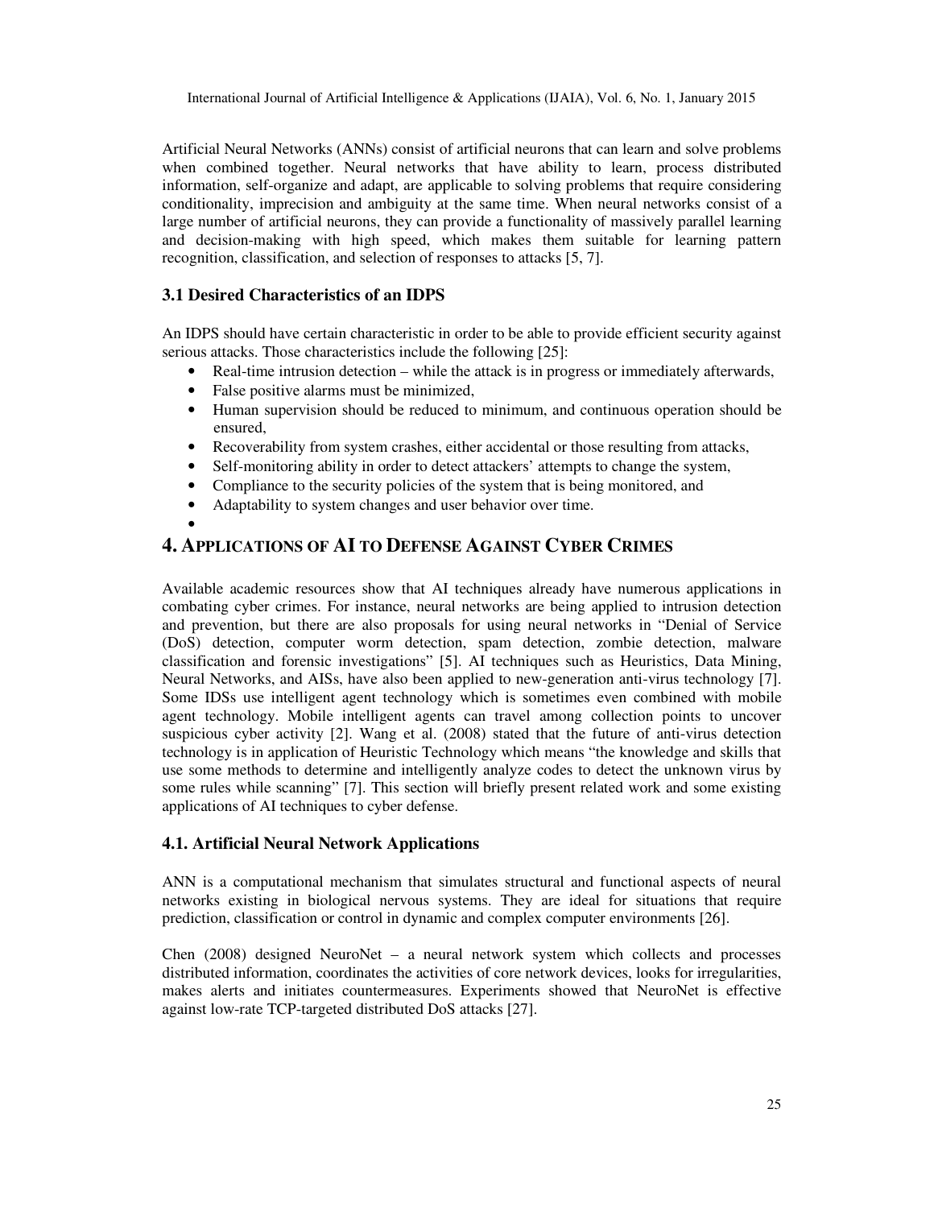Artificial Neural Networks (ANNs) consist of artificial neurons that can learn and solve problems when combined together. Neural networks that have ability to learn, process distributed information, self-organize and adapt, are applicable to solving problems that require considering conditionality, imprecision and ambiguity at the same time. When neural networks consist of a large number of artificial neurons, they can provide a functionality of massively parallel learning and decision-making with high speed, which makes them suitable for learning pattern recognition, classification, and selection of responses to attacks [5, 7].

### 3.1 Desired Characteristics of an IDPS

An IDPS should have certain characteristic in order to be able to provide efficient security against serious attacks. Those characteristics include the following [25]:

- Real-time intrusion detection – while the attack is in progress or immediately afterwards,
- False positive alarms must be minimized,
- Human supervision should be reduced to minimum, and continuous operation should be ensured,
- Recoverability from system crashes, either accidental or those resulting from attacks,
- Self-monitoring ability in order to detect attackers' attempts to change the system,
- Compliance to the security policies of the system that is being monitored, and
- Adaptability to system changes and user behavior over time.

## 4. Applications of AI to Defense Against Cyber Crimes

Available academic resources show that AI techniques already have numerous applications in combating cyber crimes. For instance, neural networks are being applied to intrusion detection and prevention, but there are also proposals for using neural networks in "Denial of Service (DoS) detection, computer worm detection, spam detection, zombie detection, malware classification and forensic investigations" [5]. AI techniques such as Heuristics, Data Mining, Neural Networks, and AISs, have also been applied to new-generation anti-virus technology [7]. Some IDSs use intelligent agent technology which is sometimes even combined with mobile agent technology. Mobile intelligent agents can travel among collection points to uncover suspicious cyber activity [2]. Wang et al. (2008) stated that the future of anti-virus detection technology is in application of Heuristic Technology which means "the knowledge and skills that use some methods to determine and intelligently analyze codes to detect the unknown virus by some rules while scanning" [7]. This section will briefly present related work and some existing applications of AI techniques to cyber defense.

### 4.1. Artificial Neural Network Applications

ANN is a computational mechanism that simulates structural and functional aspects of neural networks existing in biological nervous systems. They are ideal for situations that require prediction, classification or control in dynamic and complex computer environments [26].

Chen (2008) designed NeuroNet – a neural network system which collects and processes distributed information, coordinates the activities of core network devices, looks for irregularities, makes alerts and initiates countermeasures. Experiments showed that NeuroNet is effective against low-rate TCP-targeted distributed DoS attacks [27].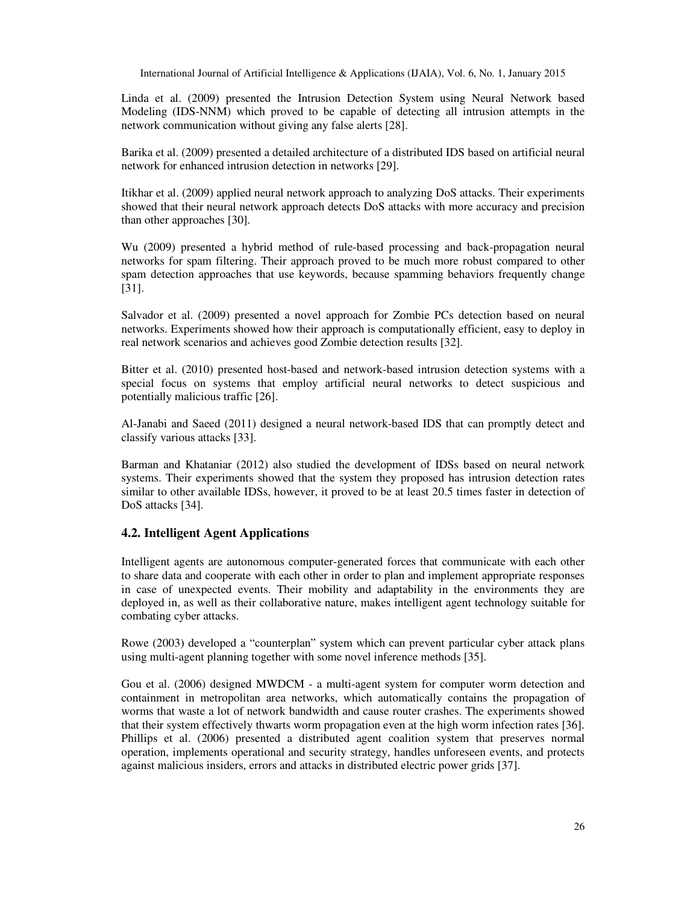Linda et al. (2009) presented the Intrusion Detection System using Neural Network based Modeling (IDS-NNM) which proved to be capable of detecting all intrusion attempts in the network communication without giving any false alerts [28].

Barika et al. (2009) presented a detailed architecture of a distributed IDS based on artificial neural network for enhanced intrusion detection in networks [29].

Itikhar et al. (2009) applied neural network approach to analyzing DoS attacks. Their experiments showed that their neural network approach detects DoS attacks with more accuracy and precision than other approaches [30].

Wu (2009) presented a hybrid method of rule-based processing and back-propagation neural networks for spam filtering. Their approach proved to be much more robust compared to other spam detection approaches that use keywords, because spamming behaviors frequently change [31].

Salvador et al. (2009) presented a novel approach for Zombie PCs detection based on neural networks. Experiments showed how their approach is computationally efficient, easy to deploy in real network scenarios and achieves good Zombie detection results [32].

Bitter et al. (2010) presented host-based and network-based intrusion detection systems with a special focus on systems that employ artificial neural networks to detect suspicious and potentially malicious traffic [26].

Al-Janabi and Saeed (2011) designed a neural network-based IDS that can promptly detect and classify various attacks [33].

Barman and Khataniar (2012) also studied the development of IDSs based on neural network systems. Their experiments showed that the system they proposed has intrusion detection rates similar to other available IDSs, however, it proved to be at least 20.5 times faster in detection of DoS attacks [34].

## 4.2. Intelligent Agent Applications

Intelligent agents are autonomous computer-generated forces that communicate with each other to share data and cooperate with each other in order to plan and implement appropriate responses in case of unexpected events. Their mobility and adaptability in the environments they are deployed in, as well as their collaborative nature, makes intelligent agent technology suitable for combating cyber attacks.

Rowe (2003) developed a "counterplan" system which can prevent particular cyber attack plans using multi-agent planning together with some novel inference methods [35].

Gou et al. (2006) designed MWDCM - a multi-agent system for computer worm detection and containment in metropolitan area networks, which automatically contains the propagation of worms that waste a lot of network bandwidth and cause router crashes. The experiments showed that their system effectively thwarts worm propagation even at the high worm infection rates [36]. Phillips et al. (2006) presented a distributed agent coalition system that preserves normal operation, implements operational and security strategy, handles unforeseen events, and protects against malicious insiders, errors and attacks in distributed electric power grids [37].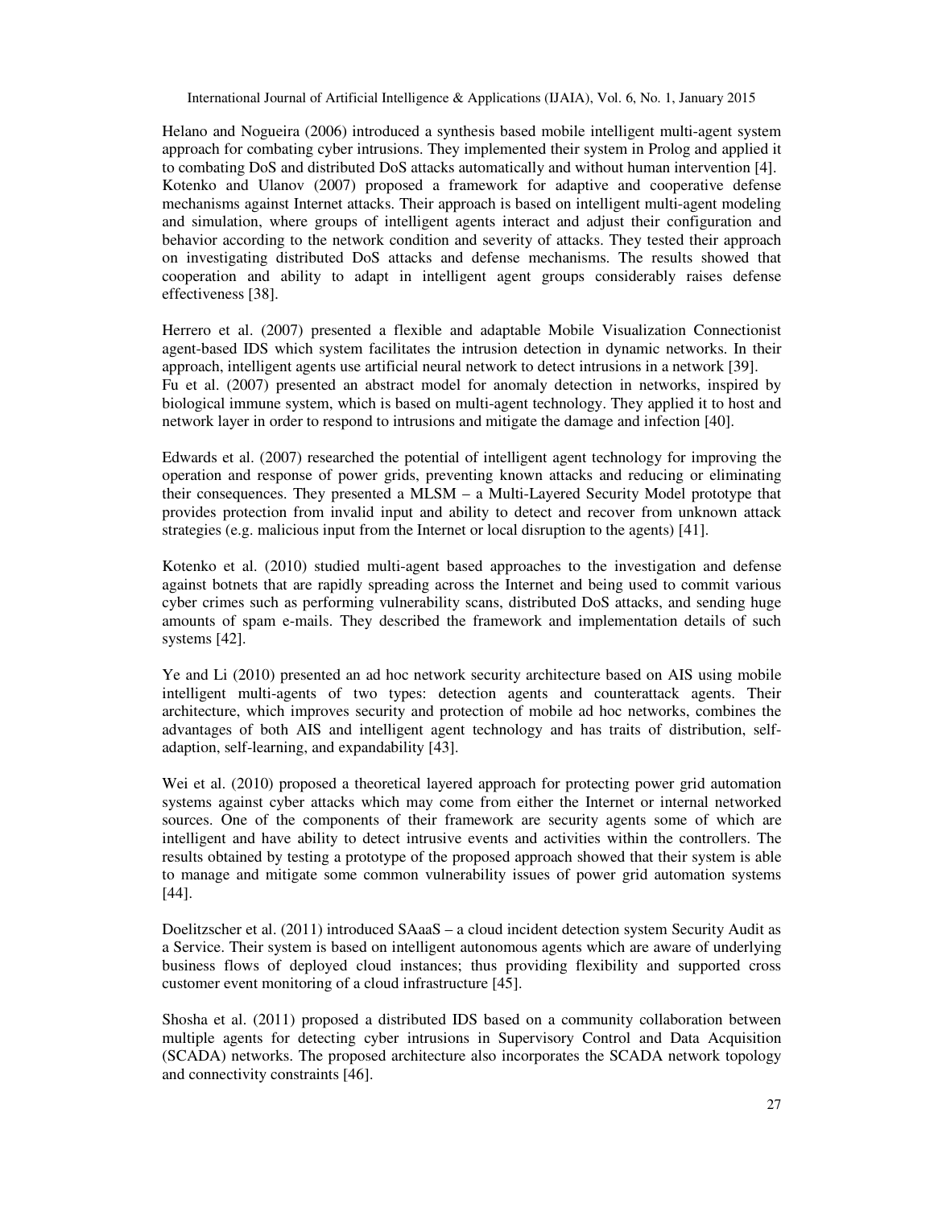Helano and Nogueira (2006) introduced a synthesis based mobile intelligent multi-agent system approach for combating cyber intrusions. They implemented their system in Prolog and applied it to combating DoS and distributed DoS attacks automatically and without human intervention [4].
Kotenko and Ulanov (2007) proposed a framework for adaptive and cooperative defense mechanisms against Internet attacks. Their approach is based on intelligent multi-agent modeling and simulation, where groups of intelligent agents interact and adjust their configuration and behavior according to the network condition and severity of attacks. They tested their approach on investigating distributed DoS attacks and defense mechanisms. The results showed that cooperation and ability to adapt in intelligent agent groups considerably raises defense effectiveness [38].

Herrero et al. (2007) presented a flexible and adaptable Mobile Visualization Connectionist agent-based IDS which system facilitates the intrusion detection in dynamic networks. In their approach, intelligent agents use artificial neural network to detect intrusions in a network [39].
Fu et al. (2007) presented an abstract model for anomaly detection in networks, inspired by biological immune system, which is based on multi-agent technology. They applied it to host and network layer in order to respond to intrusions and mitigate the damage and infection [40].

Edwards et al. (2007) researched the potential of intelligent agent technology for improving the operation and response of power grids, preventing known attacks and reducing or eliminating their consequences. They presented a MLSM – a Multi-Layered Security Model prototype that provides protection from invalid input and ability to detect and recover from unknown attack strategies (e.g. malicious input from the Internet or local disruption to the agents) [41].

Kotenko et al. (2010) studied multi-agent based approaches to the investigation and defense against botnets that are rapidly spreading across the Internet and being used to commit various cyber crimes such as performing vulnerability scans, distributed DoS attacks, and sending huge amounts of spam e-mails. They described the framework and implementation details of such systems [42].

Ye and Li (2010) presented an ad hoc network security architecture based on AIS using mobile intelligent multi-agents of two types: detection agents and counterattack agents. Their architecture, which improves security and protection of mobile ad hoc networks, combines the advantages of both AIS and intelligent agent technology and has traits of distribution, self-adaption, self-learning, and expandability [43].

Wei et al. (2010) proposed a theoretical layered approach for protecting power grid automation systems against cyber attacks which may come from either the Internet or internal networked sources. One of the components of their framework are security agents some of which are intelligent and have ability to detect intrusive events and activities within the controllers. The results obtained by testing a prototype of the proposed approach showed that their system is able to manage and mitigate some common vulnerability issues of power grid automation systems [44].

Doelitzscher et al. (2011) introduced SAaaS – a cloud incident detection system Security Audit as a Service. Their system is based on intelligent autonomous agents which are aware of underlying business flows of deployed cloud instances; thus providing flexibility and supported cross customer event monitoring of a cloud infrastructure [45].

Shosha et al. (2011) proposed a distributed IDS based on a community collaboration between multiple agents for detecting cyber intrusions in Supervisory Control and Data Acquisition (SCADA) networks. The proposed architecture also incorporates the SCADA network topology and connectivity constraints [46].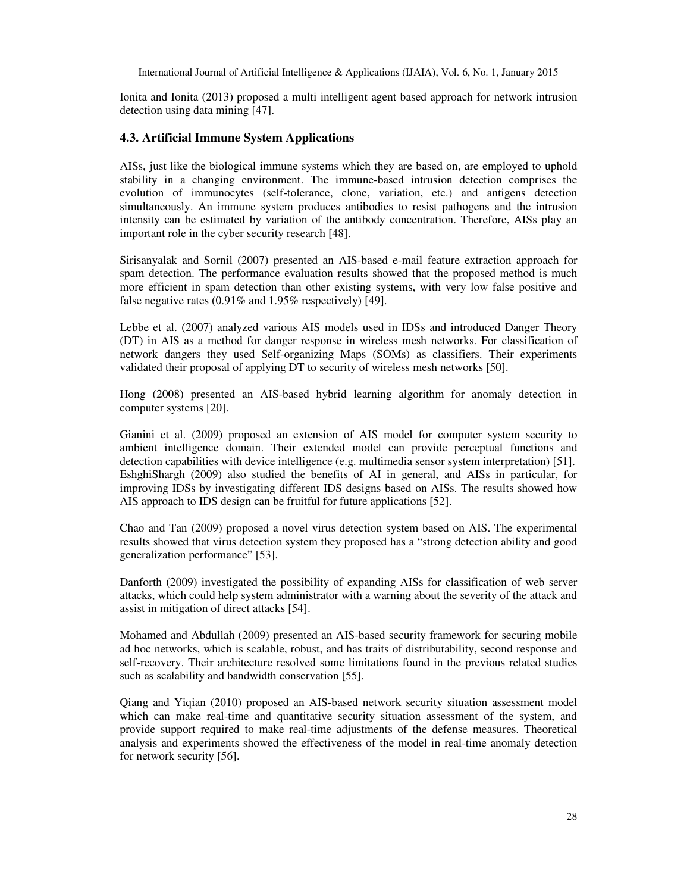Ionita and Ionita (2013) proposed a multi intelligent agent based approach for network intrusion detection using data mining [47].

### 4.3. Artificial Immune System Applications

AISs, just like the biological immune systems which they are based on, are employed to uphold stability in a changing environment. The immune-based intrusion detection comprises the evolution of immunocytes (self-tolerance, clone, variation, etc.) and antigens detection simultaneously. An immune system produces antibodies to resist pathogens and the intrusion intensity can be estimated by variation of the antibody concentration. Therefore, AISs play an important role in the cyber security research [48].

Sirisanyalak and Sornil (2007) presented an AIS-based e-mail feature extraction approach for spam detection. The performance evaluation results showed that the proposed method is much more efficient in spam detection than other existing systems, with very low false positive and false negative rates (0.91% and 1.95% respectively) [49].

Lebbe et al. (2007) analyzed various AIS models used in IDSs and introduced Danger Theory (DT) in AIS as a method for danger response in wireless mesh networks. For classification of network dangers they used Self-organizing Maps (SOMs) as classifiers. Their experiments validated their proposal of applying DT to security of wireless mesh networks [50].

Hong (2008) presented an AIS-based hybrid learning algorithm for anomaly detection in computer systems [20].

Gianini et al. (2009) proposed an extension of AIS model for computer system security to ambient intelligence domain. Their extended model can provide perceptual functions and detection capabilities with device intelligence (e.g. multimedia sensor system interpretation) [51]. EshghiShargh (2009) also studied the benefits of AI in general, and AISs in particular, for improving IDSs by investigating different IDS designs based on AISs. The results showed how AIS approach to IDS design can be fruitful for future applications [52].

Chao and Tan (2009) proposed a novel virus detection system based on AIS. The experimental results showed that virus detection system they proposed has a "strong detection ability and good generalization performance" [53].

Danforth (2009) investigated the possibility of expanding AISs for classification of web server attacks, which could help system administrator with a warning about the severity of the attack and assist in mitigation of direct attacks [54].

Mohamed and Abdullah (2009) presented an AIS-based security framework for securing mobile ad hoc networks, which is scalable, robust, and has traits of distributability, second response and self-recovery. Their architecture resolved some limitations found in the previous related studies such as scalability and bandwidth conservation [55].

Qiang and Yiqian (2010) proposed an AIS-based network security situation assessment model which can make real-time and quantitative security situation assessment of the system, and provide support required to make real-time adjustments of the defense measures. Theoretical analysis and experiments showed the effectiveness of the model in real-time anomaly detection for network security [56].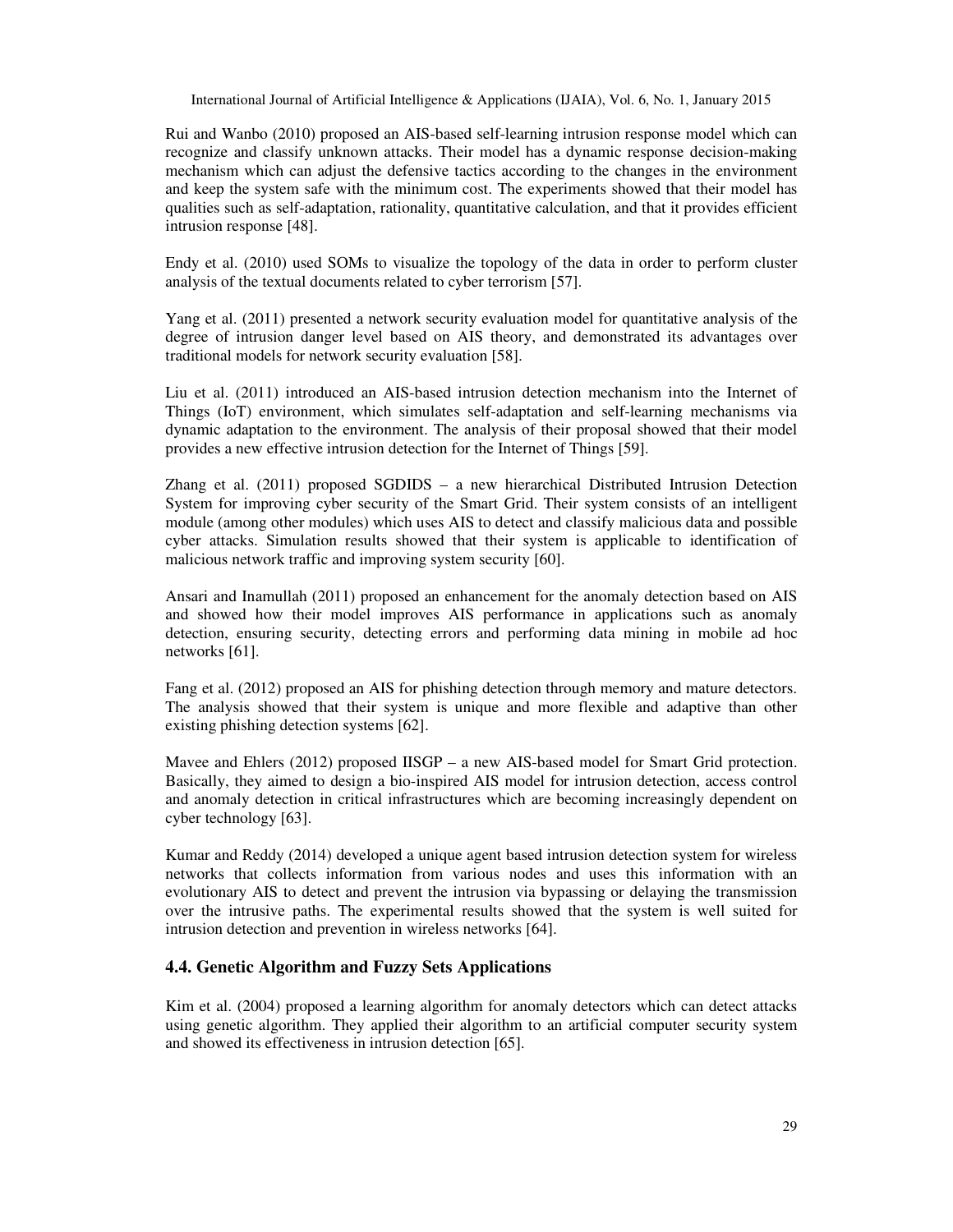Rui and Wanbo (2010) proposed an AIS-based self-learning intrusion response model which can recognize and classify unknown attacks. Their model has a dynamic response decision-making mechanism which can adjust the defensive tactics according to the changes in the environment and keep the system safe with the minimum cost. The experiments showed that their model has qualities such as self-adaptation, rationality, quantitative calculation, and that it provides efficient intrusion response [48].

Endy et al. (2010) used SOMs to visualize the topology of the data in order to perform cluster analysis of the textual documents related to cyber terrorism [57].

Yang et al. (2011) presented a network security evaluation model for quantitative analysis of the degree of intrusion danger level based on AIS theory, and demonstrated its advantages over traditional models for network security evaluation [58].

Liu et al. (2011) introduced an AIS-based intrusion detection mechanism into the Internet of Things (IoT) environment, which simulates self-adaptation and self-learning mechanisms via dynamic adaptation to the environment. The analysis of their proposal showed that their model provides a new effective intrusion detection for the Internet of Things [59].

Zhang et al. (2011) proposed SGDIDS – a new hierarchical Distributed Intrusion Detection System for improving cyber security of the Smart Grid. Their system consists of an intelligent module (among other modules) which uses AIS to detect and classify malicious data and possible cyber attacks. Simulation results showed that their system is applicable to identification of malicious network traffic and improving system security [60].

Ansari and Inamullah (2011) proposed an enhancement for the anomaly detection based on AIS and showed how their model improves AIS performance in applications such as anomaly detection, ensuring security, detecting errors and performing data mining in mobile ad hoc networks [61].

Fang et al. (2012) proposed an AIS for phishing detection through memory and mature detectors. The analysis showed that their system is unique and more flexible and adaptive than other existing phishing detection systems [62].

Mavee and Ehlers (2012) proposed IISGP – a new AIS-based model for Smart Grid protection. Basically, they aimed to design a bio-inspired AIS model for intrusion detection, access control and anomaly detection in critical infrastructures which are becoming increasingly dependent on cyber technology [63].

Kumar and Reddy (2014) developed a unique agent based intrusion detection system for wireless networks that collects information from various nodes and uses this information with an evolutionary AIS to detect and prevent the intrusion via bypassing or delaying the transmission over the intrusive paths. The experimental results showed that the system is well suited for intrusion detection and prevention in wireless networks [64].

### 4.4. Genetic Algorithm and Fuzzy Sets Applications

Kim et al. (2004) proposed a learning algorithm for anomaly detectors which can detect attacks using genetic algorithm. They applied their algorithm to an artificial computer security system and showed its effectiveness in intrusion detection [65].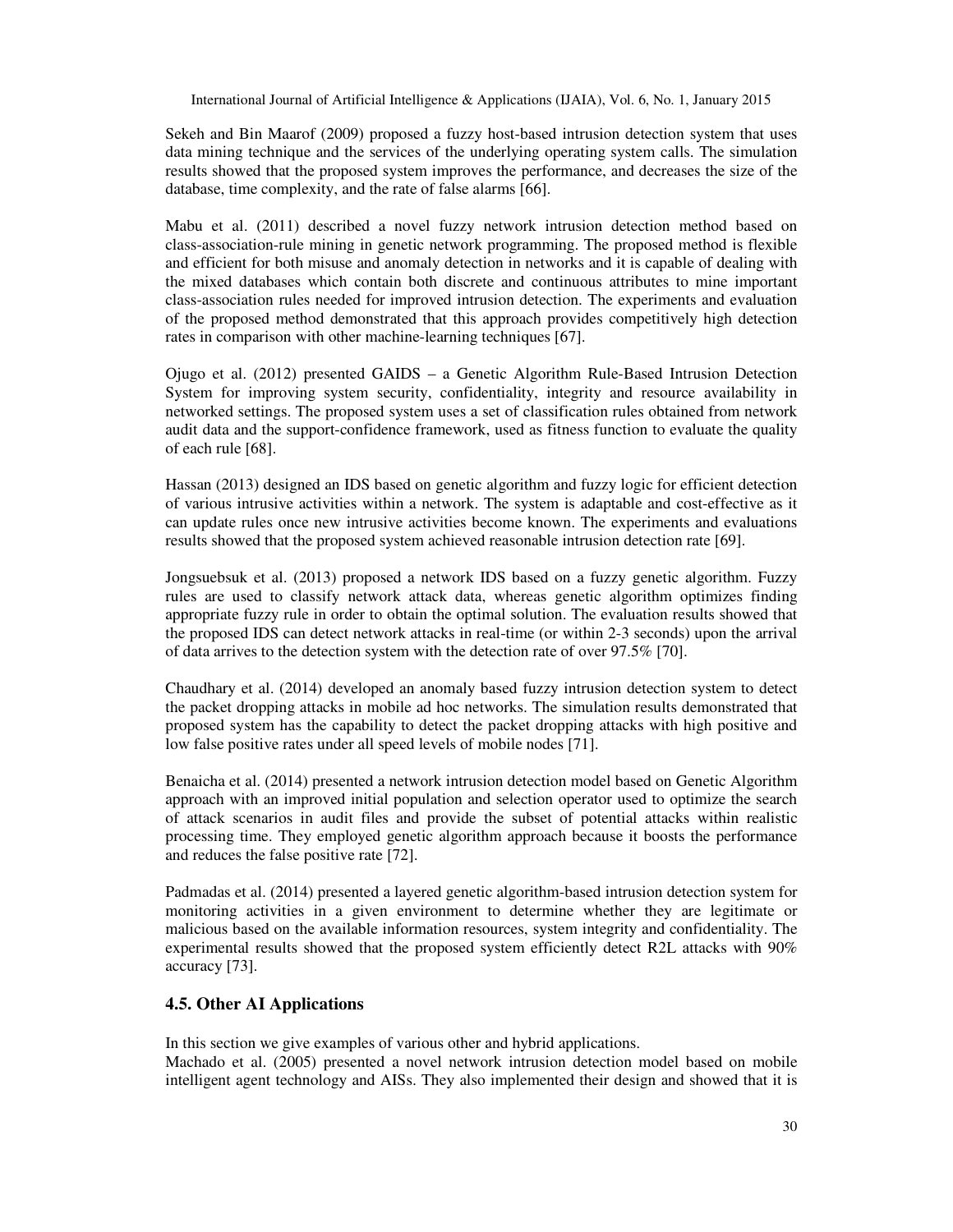Sekeh and Bin Maarof (2009) proposed a fuzzy host-based intrusion detection system that uses data mining technique and the services of the underlying operating system calls. The simulation results showed that the proposed system improves the performance, and decreases the size of the database, time complexity, and the rate of false alarms [66].

Mabu et al. (2011) described a novel fuzzy network intrusion detection method based on class-association-rule mining in genetic network programming. The proposed method is flexible and efficient for both misuse and anomaly detection in networks and it is capable of dealing with the mixed databases which contain both discrete and continuous attributes to mine important class-association rules needed for improved intrusion detection. The experiments and evaluation of the proposed method demonstrated that this approach provides competitively high detection rates in comparison with other machine-learning techniques [67].

Ojugo et al. (2012) presented GAIDS – a Genetic Algorithm Rule-Based Intrusion Detection System for improving system security, confidentiality, integrity and resource availability in networked settings. The proposed system uses a set of classification rules obtained from network audit data and the support-confidence framework, used as fitness function to evaluate the quality of each rule [68].

Hassan (2013) designed an IDS based on genetic algorithm and fuzzy logic for efficient detection of various intrusive activities within a network. The system is adaptable and cost-effective as it can update rules once new intrusive activities become known. The experiments and evaluations results showed that the proposed system achieved reasonable intrusion detection rate [69].

Jongsuebsuk et al. (2013) proposed a network IDS based on a fuzzy genetic algorithm. Fuzzy rules are used to classify network attack data, whereas genetic algorithm optimizes finding appropriate fuzzy rule in order to obtain the optimal solution. The evaluation results showed that the proposed IDS can detect network attacks in real-time (or within 2-3 seconds) upon the arrival of data arrives to the detection system with the detection rate of over 97.5% [70].

Chaudhary et al. (2014) developed an anomaly based fuzzy intrusion detection system to detect the packet dropping attacks in mobile ad hoc networks. The simulation results demonstrated that proposed system has the capability to detect the packet dropping attacks with high positive and low false positive rates under all speed levels of mobile nodes [71].

Benaicha et al. (2014) presented a network intrusion detection model based on Genetic Algorithm approach with an improved initial population and selection operator used to optimize the search of attack scenarios in audit files and provide the subset of potential attacks within realistic processing time. They employed genetic algorithm approach because it boosts the performance and reduces the false positive rate [72].

Padmadas et al. (2014) presented a layered genetic algorithm-based intrusion detection system for monitoring activities in a given environment to determine whether they are legitimate or malicious based on the available information resources, system integrity and confidentiality. The experimental results showed that the proposed system efficiently detect R2L attacks with 90% accuracy [73].

### 4.5. Other AI Applications

In this section we give examples of various other and hybrid applications.

Machado et al. (2005) presented a novel network intrusion detection model based on mobile intelligent agent technology and AISs. They also implemented their design and showed that it is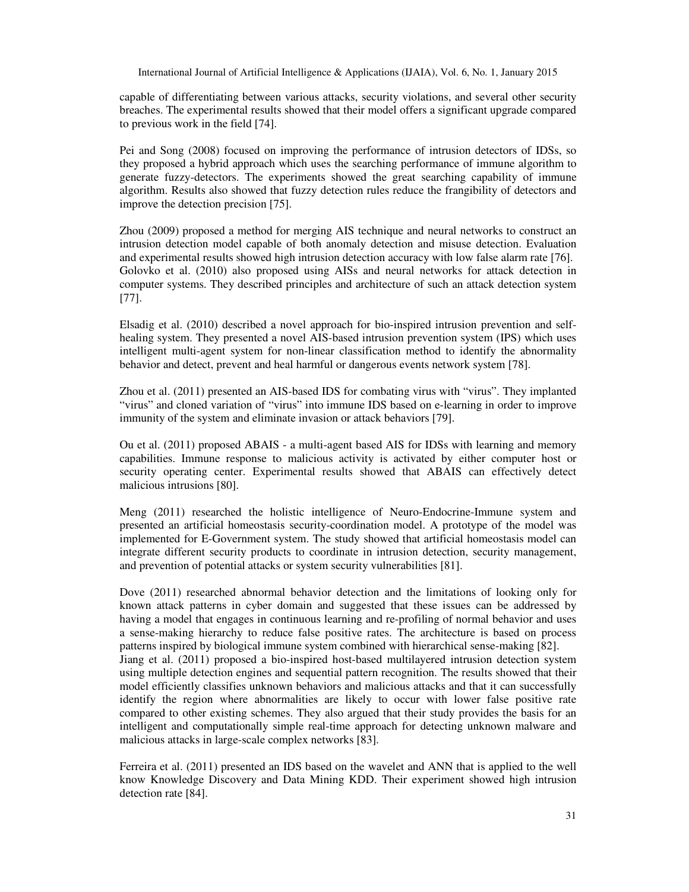capable of differentiating between various attacks, security violations, and several other security breaches. The experimental results showed that their model offers a significant upgrade compared to previous work in the field [74].

Pei and Song (2008) focused on improving the performance of intrusion detectors of IDSs, so they proposed a hybrid approach which uses the searching performance of immune algorithm to generate fuzzy-detectors. The experiments showed the great searching capability of immune algorithm. Results also showed that fuzzy detection rules reduce the frangibility of detectors and improve the detection precision [75].

Zhou (2009) proposed a method for merging AIS technique and neural networks to construct an intrusion detection model capable of both anomaly detection and misuse detection. Evaluation and experimental results showed high intrusion detection accuracy with low false alarm rate [76]. Golovko et al. (2010) also proposed using AISs and neural networks for attack detection in computer systems. They described principles and architecture of such an attack detection system [77].

Elsadig et al. (2010) described a novel approach for bio-inspired intrusion prevention and self-healing system. They presented a novel AIS-based intrusion prevention system (IPS) which uses intelligent multi-agent system for non-linear classification method to identify the abnormality behavior and detect, prevent and heal harmful or dangerous events network system [78].

Zhou et al. (2011) presented an AIS-based IDS for combating virus with "virus". They implanted "virus" and cloned variation of "virus" into immune IDS based on e-learning in order to improve immunity of the system and eliminate invasion or attack behaviors [79].

Ou et al. (2011) proposed ABAIS - a multi-agent based AIS for IDSs with learning and memory capabilities. Immune response to malicious activity is activated by either computer host or security operating center. Experimental results showed that ABAIS can effectively detect malicious intrusions [80].

Meng (2011) researched the holistic intelligence of Neuro-Endocrine-Immune system and presented an artificial homeostasis security-coordination model. A prototype of the model was implemented for E-Government system. The study showed that artificial homeostasis model can integrate different security products to coordinate in intrusion detection, security management, and prevention of potential attacks or system security vulnerabilities [81].

Dove (2011) researched abnormal behavior detection and the limitations of looking only for known attack patterns in cyber domain and suggested that these issues can be addressed by having a model that engages in continuous learning and re-profiling of normal behavior and uses a sense-making hierarchy to reduce false positive rates. The architecture is based on process patterns inspired by biological immune system combined with hierarchical sense-making [82].
Jiang et al. (2011) proposed a bio-inspired host-based multilayered intrusion detection system using multiple detection engines and sequential pattern recognition. The results showed that their model efficiently classifies unknown behaviors and malicious attacks and that it can successfully identify the region where abnormalities are likely to occur with lower false positive rate compared to other existing schemes. They also argued that their study provides the basis for an intelligent and computationally simple real-time approach for detecting unknown malware and malicious attacks in large-scale complex networks [83].

Ferreira et al. (2011) presented an IDS based on the wavelet and ANN that is applied to the well know Knowledge Discovery and Data Mining KDD. Their experiment showed high intrusion detection rate [84].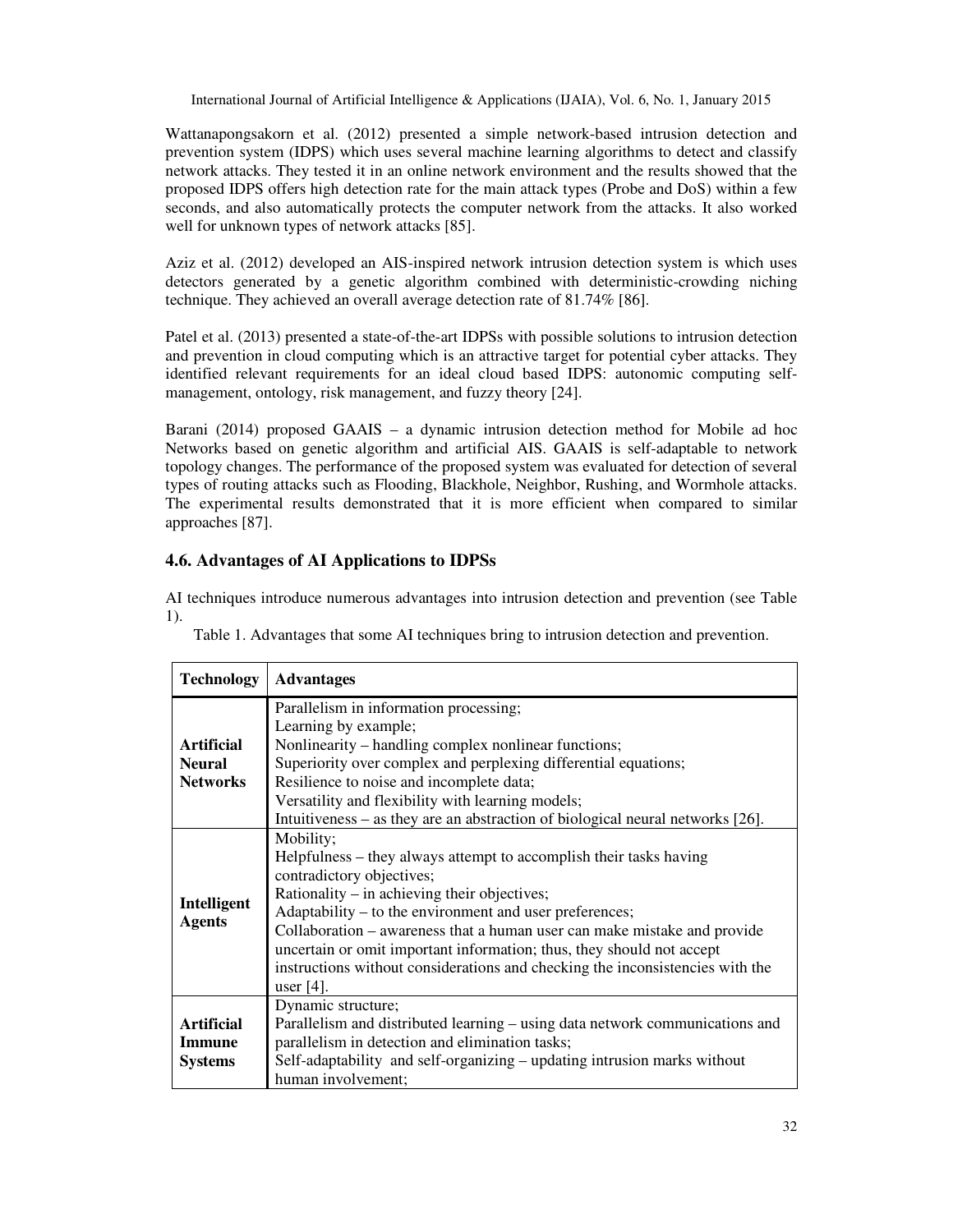Wattanapongsakorn et al. (2012) presented a simple network-based intrusion detection and prevention system (IDPS) which uses several machine learning algorithms to detect and classify network attacks. They tested it in an online network environment and the results showed that the proposed IDPS offers high detection rate for the main attack types (Probe and DoS) within a few seconds, and also automatically protects the computer network from the attacks. It also worked well for unknown types of network attacks [85].

Aziz et al. (2012) developed an AIS-inspired network intrusion detection system is which uses detectors generated by a genetic algorithm combined with deterministic-crowding niching technique. They achieved an overall average detection rate of 81.74% [86].

Patel et al. (2013) presented a state-of-the-art IDPSs with possible solutions to intrusion detection and prevention in cloud computing which is an attractive target for potential cyber attacks. They identified relevant requirements for an ideal cloud based IDPS: autonomic computing self-management, ontology, risk management, and fuzzy theory [24].

Barani (2014) proposed GAAIS – a dynamic intrusion detection method for Mobile ad hoc Networks based on genetic algorithm and artificial AIS. GAAIS is self-adaptable to network topology changes. The performance of the proposed system was evaluated for detection of several types of routing attacks such as Flooding, Blackhole, Neighbor, Rushing, and Wormhole attacks. The experimental results demonstrated that it is more efficient when compared to similar approaches [87].

### 4.6. Advantages of AI Applications to IDPSs

AI techniques introduce numerous advantages into intrusion detection and prevention (see Table 1).

Table 1. Advantages that some AI techniques bring to intrusion detection and prevention.

| Technology | Advantages |
|---|---|
| **Artificial Neural Networks** | Parallelism in information processing; Learning by example; Nonlinearity – handling complex nonlinear functions; Superiority over complex and perplexing differential equations; Resilience to noise and incomplete data; Versatility and flexibility with learning models; Intuitiveness – as they are an abstraction of biological neural networks [26]. |
| **Intelligent Agents** | Mobility; Helpfulness – they always attempt to accomplish their tasks having contradictory objectives; Rationality – in achieving their objectives; Adaptability – to the environment and user preferences; Collaboration – awareness that a human user can make mistake and provide uncertain or omit important information; thus, they should not accept instructions without considerations and checking the inconsistencies with the user [4]. |
| **Artificial Immune Systems** | Dynamic structure; Parallelism and distributed learning – using data network communications and parallelism in detection and elimination tasks; Self-adaptability and self-organizing – updating intrusion marks without human involvement; |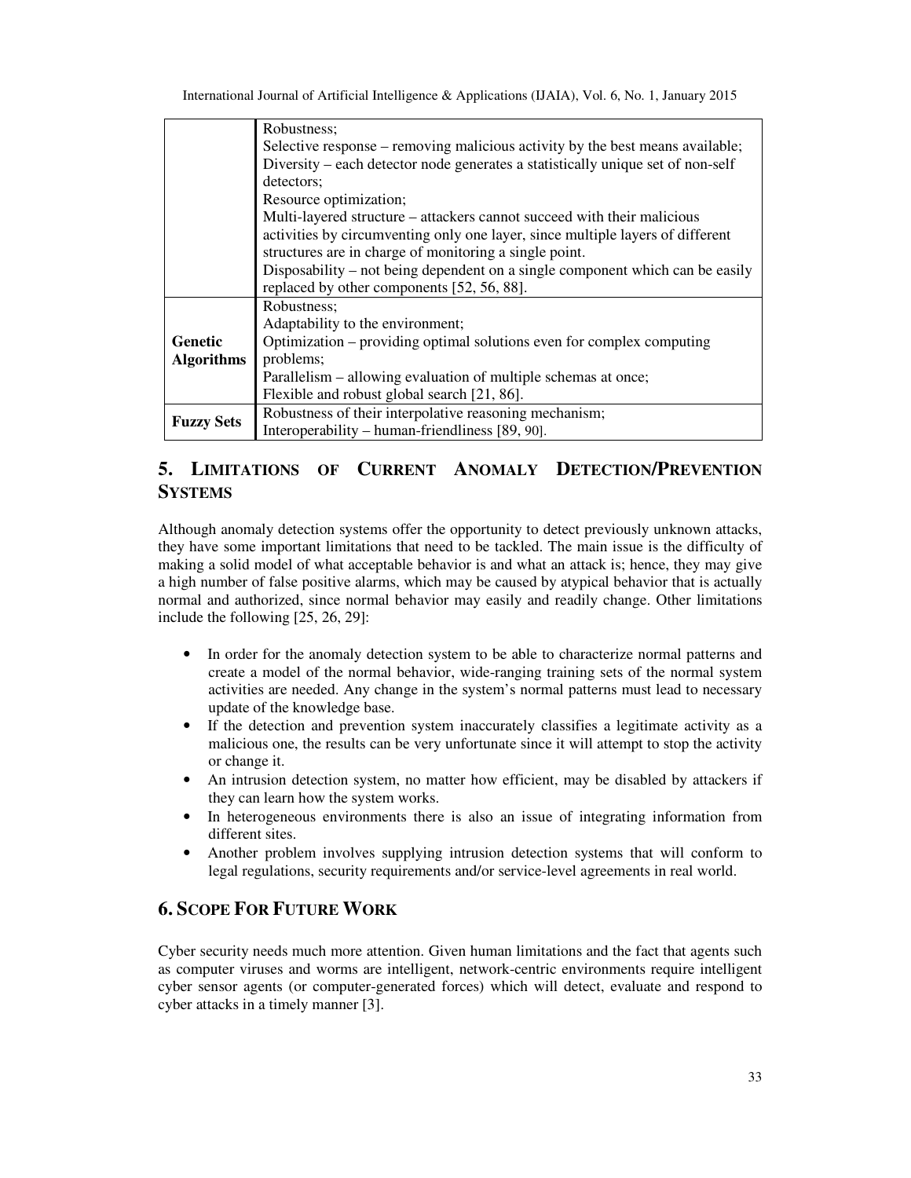| | |
|---|---|
| | Robustness;<br>Selective response – removing malicious activity by the best means available;<br>Diversity – each detector node generates a statistically unique set of non-self detectors;<br>Resource optimization;<br>Multi-layered structure – attackers cannot succeed with their malicious activities by circumventing only one layer, since multiple layers of different structures are in charge of monitoring a single point.<br>Disposability – not being dependent on a single component which can be easily replaced by other components [52, 56, 88]. |
| **Genetic Algorithms** | Robustness;<br>Adaptability to the environment;<br>Optimization – providing optimal solutions even for complex computing problems;<br>Parallelism – allowing evaluation of multiple schemas at once;<br>Flexible and robust global search [21, 86]. |
| **Fuzzy Sets** | Robustness of their interpolative reasoning mechanism;<br>Interoperability – human-friendliness [89, 90]. |

## 5. Limitations of Current Anomaly Detection/Prevention Systems

Although anomaly detection systems offer the opportunity to detect previously unknown attacks, they have some important limitations that need to be tackled. The main issue is the difficulty of making a solid model of what acceptable behavior is and what an attack is; hence, they may give a high number of false positive alarms, which may be caused by atypical behavior that is actually normal and authorized, since normal behavior may easily and readily change. Other limitations include the following [25, 26, 29]:

- In order for the anomaly detection system to be able to characterize normal patterns and create a model of the normal behavior, wide-ranging training sets of the normal system activities are needed. Any change in the system's normal patterns must lead to necessary update of the knowledge base.
- If the detection and prevention system inaccurately classifies a legitimate activity as a malicious one, the results can be very unfortunate since it will attempt to stop the activity or change it.
- An intrusion detection system, no matter how efficient, may be disabled by attackers if they can learn how the system works.
- In heterogeneous environments there is also an issue of integrating information from different sites.
- Another problem involves supplying intrusion detection systems that will conform to legal regulations, security requirements and/or service-level agreements in real world.

## 6. Scope For Future Work

Cyber security needs much more attention. Given human limitations and the fact that agents such as computer viruses and worms are intelligent, network-centric environments require intelligent cyber sensor agents (or computer-generated forces) which will detect, evaluate and respond to cyber attacks in a timely manner [3].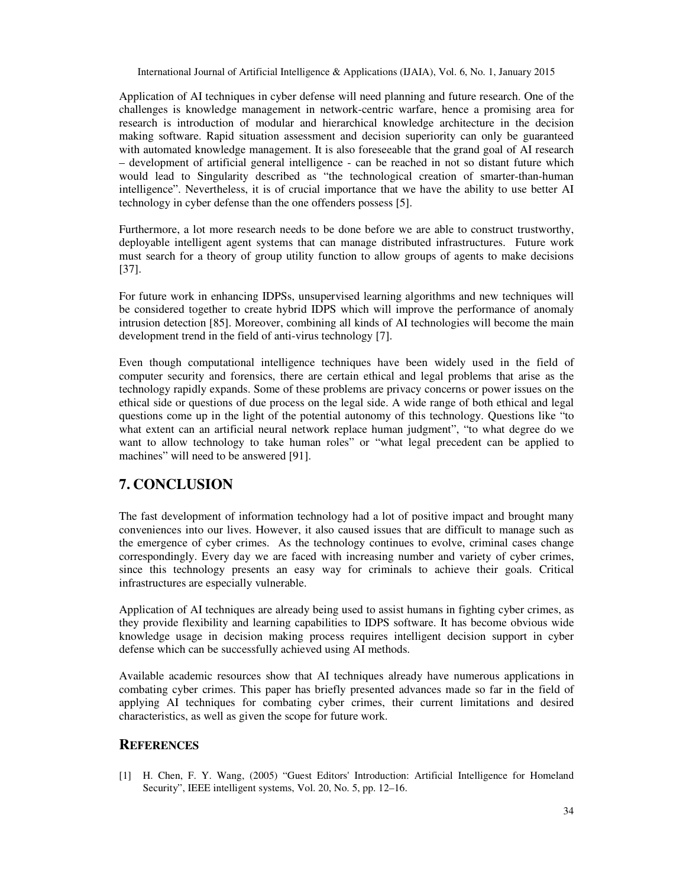Application of AI techniques in cyber defense will need planning and future research. One of the challenges is knowledge management in network-centric warfare, hence a promising area for research is introduction of modular and hierarchical knowledge architecture in the decision making software. Rapid situation assessment and decision superiority can only be guaranteed with automated knowledge management. It is also foreseeable that the grand goal of AI research – development of artificial general intelligence - can be reached in not so distant future which would lead to Singularity described as "the technological creation of smarter-than-human intelligence". Nevertheless, it is of crucial importance that we have the ability to use better AI technology in cyber defense than the one offenders possess [5].

Furthermore, a lot more research needs to be done before we are able to construct trustworthy, deployable intelligent agent systems that can manage distributed infrastructures. Future work must search for a theory of group utility function to allow groups of agents to make decisions [37].

For future work in enhancing IDPSs, unsupervised learning algorithms and new techniques will be considered together to create hybrid IDPS which will improve the performance of anomaly intrusion detection [85]. Moreover, combining all kinds of AI technologies will become the main development trend in the field of anti-virus technology [7].

Even though computational intelligence techniques have been widely used in the field of computer security and forensics, there are certain ethical and legal problems that arise as the technology rapidly expands. Some of these problems are privacy concerns or power issues on the ethical side or questions of due process on the legal side. A wide range of both ethical and legal questions come up in the light of the potential autonomy of this technology. Questions like "to what extent can an artificial neural network replace human judgment", "to what degree do we want to allow technology to take human roles" or "what legal precedent can be applied to machines" will need to be answered [91].

## 7. CONCLUSION

The fast development of information technology had a lot of positive impact and brought many conveniences into our lives. However, it also caused issues that are difficult to manage such as the emergence of cyber crimes. As the technology continues to evolve, criminal cases change correspondingly. Every day we are faced with increasing number and variety of cyber crimes, since this technology presents an easy way for criminals to achieve their goals. Critical infrastructures are especially vulnerable.

Application of AI techniques are already being used to assist humans in fighting cyber crimes, as they provide flexibility and learning capabilities to IDPS software. It has become obvious wide knowledge usage in decision making process requires intelligent decision support in cyber defense which can be successfully achieved using AI methods.

Available academic resources show that AI techniques already have numerous applications in combating cyber crimes. This paper has briefly presented advances made so far in the field of applying AI techniques for combating cyber crimes, their current limitations and desired characteristics, as well as given the scope for future work.

## REFERENCES

[1] H. Chen, F. Y. Wang, (2005) "Guest Editors' Introduction: Artificial Intelligence for Homeland Security", IEEE intelligent systems, Vol. 20, No. 5, pp. 12–16.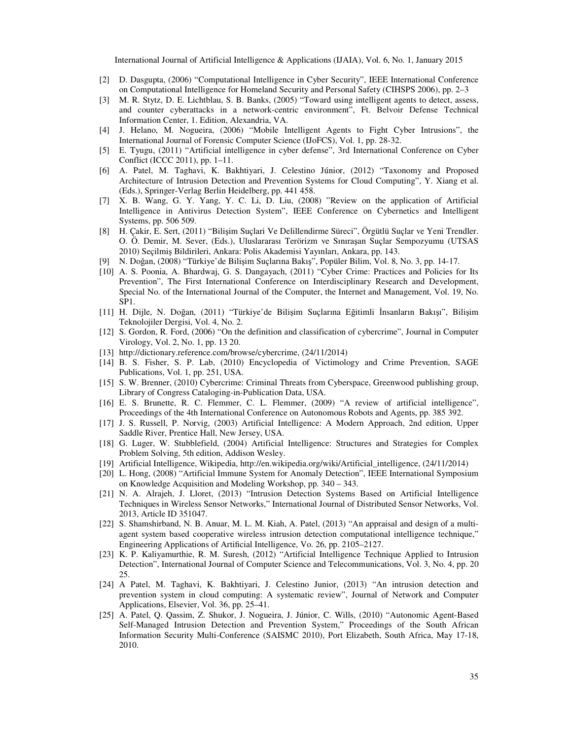[2] D. Dasgupta, (2006) "Computational Intelligence in Cyber Security", IEEE International Conference on Computational Intelligence for Homeland Security and Personal Safety (CIHSPS 2006), pp. 2–3

[3] M. R. Stytz, D. E. Lichtblau, S. B. Banks, (2005) "Toward using intelligent agents to detect, assess, and counter cyberattacks in a network-centric environment", Ft. Belvoir Defense Technical Information Center, 1. Edition, Alexandria, VA.

[4] J. Helano, M. Nogueira, (2006) "Mobile Intelligent Agents to Fight Cyber Intrusions", the International Journal of Forensic Computer Science (IJoFCS), Vol. 1, pp. 28-32.

[5] E. Tyugu, (2011) "Artificial intelligence in cyber defense", 3rd International Conference on Cyber Conflict (ICCC 2011), pp. 1–11.

[6] A. Patel, M. Taghavi, K. Bakhtiyari, J. Celestino Júnior, (2012) "Taxonomy and Proposed Architecture of Intrusion Detection and Prevention Systems for Cloud Computing", Y. Xiang et al. (Eds.), Springer-Verlag Berlin Heidelberg, pp. 441 458.

[7] X. B. Wang, G. Y. Yang, Y. C. Li, D. Liu, (2008) "Review on the application of Artificial Intelligence in Antivirus Detection System", IEEE Conference on Cybernetics and Intelligent Systems, pp. 506 509.

[8] H. Çakir, E. Sert, (2011) "Bilişim Suçlari Ve Delillendirme Süreci", Örgütlü Suçlar ve Yeni Trendler. O. Ö. Demir, M. Sever, (Eds.), Uluslararası Terörizm ve Sınıraşan Suçlar Sempozyumu (UTSAS 2010) Seçilmiş Bildirileri, Ankara: Polis Akademisi Yayınları, Ankara, pp. 143.

[9] N. Doğan, (2008) "Türkiye'de Bilişim Suçlarına Bakış", Popüler Bilim, Vol. 8, No. 3, pp. 14-17.

[10] A. S. Poonia, A. Bhardwaj, G. S. Dangayach, (2011) "Cyber Crime: Practices and Policies for Its Prevention", The First International Conference on Interdisciplinary Research and Development, Special No. of the International Journal of the Computer, the Internet and Management, Vol. 19, No. SP1.

[11] H. Dijle, N. Doğan, (2011) "Türkiye'de Bilişim Suçlarına Eğitimli İnsanların Bakışı", Bilişim Teknolojiler Dergisi, Vol. 4, No. 2.

[12] S. Gordon, R. Ford, (2006) "On the definition and classification of cybercrime", Journal in Computer Virology, Vol. 2, No. 1, pp. 13 20.

[13] http://dictionary.reference.com/browse/cybercrime, (24/11/2014)

[14] B. S. Fisher, S. P. Lab, (2010) Encyclopedia of Victimology and Crime Prevention, SAGE Publications, Vol. 1, pp. 251, USA.

[15] S. W. Brenner, (2010) Cybercrime: Criminal Threats from Cyberspace, Greenwood publishing group, Library of Congress Cataloging-in-Publication Data, USA.

[16] E. S. Brunette, R. C. Flemmer, C. L. Flemmer, (2009) "A review of artificial intelligence", Proceedings of the 4th International Conference on Autonomous Robots and Agents, pp. 385 392.

[17] J. S. Russell, P. Norvig, (2003) Artificial Intelligence: A Modern Approach, 2nd edition, Upper Saddle River, Prentice Hall, New Jersey, USA.

[18] G. Luger, W. Stubblefield, (2004) Artificial Intelligence: Structures and Strategies for Complex Problem Solving, 5th edition, Addison Wesley.

[19] Artificial Intelligence, Wikipedia, http://en.wikipedia.org/wiki/Artificial_intelligence, (24/11/2014)

[20] L. Hong, (2008) "Artificial Immune System for Anomaly Detection", IEEE International Symposium on Knowledge Acquisition and Modeling Workshop, pp. 340 – 343.

[21] N. A. Alrajeh, J. Lloret, (2013) "Intrusion Detection Systems Based on Artificial Intelligence Techniques in Wireless Sensor Networks," International Journal of Distributed Sensor Networks, Vol. 2013, Article ID 351047.

[22] S. Shamshirband, N. B. Anuar, M. L. M. Kiah, A. Patel, (2013) "An appraisal and design of a multi-agent system based cooperative wireless intrusion detection computational intelligence technique," Engineering Applications of Artificial Intelligence, Vo. 26, pp. 2105–2127.

[23] K. P. Kaliyamurthie, R. M. Suresh, (2012) "Artificial Intelligence Technique Applied to Intrusion Detection", International Journal of Computer Science and Telecommunications, Vol. 3, No. 4, pp. 20 25.

[24] A Patel, M. Taghavi, K. Bakhtiyari, J. Celestino Junior, (2013) "An intrusion detection and prevention system in cloud computing: A systematic review", Journal of Network and Computer Applications, Elsevier, Vol. 36, pp. 25–41.

[25] A. Patel, Q. Qassim, Z. Shukor, J. Nogueira, J. Júnior, C. Wills, (2010) "Autonomic Agent-Based Self-Managed Intrusion Detection and Prevention System," Proceedings of the South African Information Security Multi-Conference (SAISMC 2010), Port Elizabeth, South Africa, May 17-18, 2010.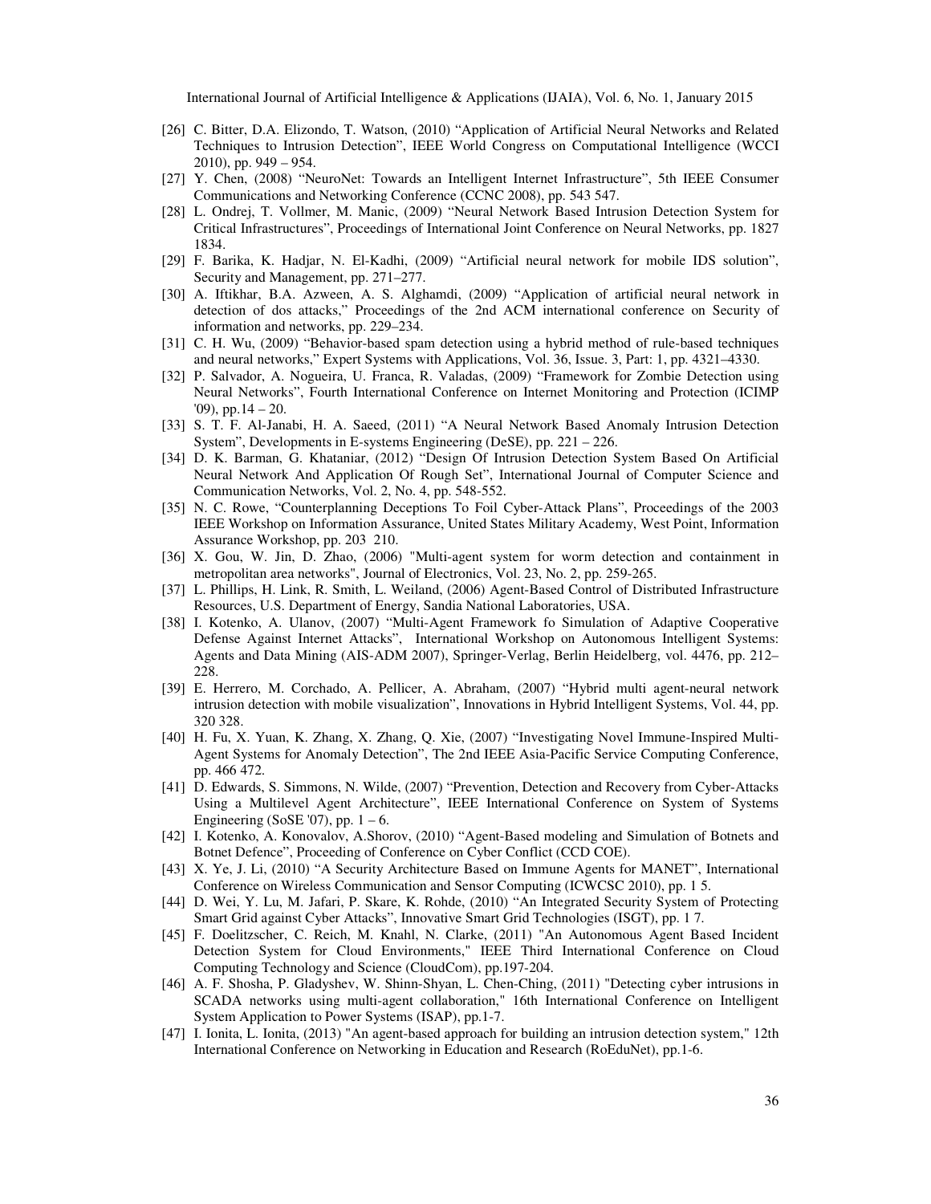[26] C. Bitter, D.A. Elizondo, T. Watson, (2010) "Application of Artificial Neural Networks and Related Techniques to Intrusion Detection", IEEE World Congress on Computational Intelligence (WCCI 2010), pp. 949 – 954.

[27] Y. Chen, (2008) "NeuroNet: Towards an Intelligent Internet Infrastructure", 5th IEEE Consumer Communications and Networking Conference (CCNC 2008), pp. 543 547.

[28] L. Ondrej, T. Vollmer, M. Manic, (2009) "Neural Network Based Intrusion Detection System for Critical Infrastructures", Proceedings of International Joint Conference on Neural Networks, pp. 1827 1834.

[29] F. Barika, K. Hadjar, N. El-Kadhi, (2009) "Artificial neural network for mobile IDS solution", Security and Management, pp. 271–277.

[30] A. Iftikhar, B.A. Azween, A. S. Alghamdi, (2009) "Application of artificial neural network in detection of dos attacks," Proceedings of the 2nd ACM international conference on Security of information and networks, pp. 229–234.

[31] C. H. Wu, (2009) "Behavior-based spam detection using a hybrid method of rule-based techniques and neural networks," Expert Systems with Applications, Vol. 36, Issue. 3, Part: 1, pp. 4321–4330.

[32] P. Salvador, A. Nogueira, U. Franca, R. Valadas, (2009) "Framework for Zombie Detection using Neural Networks", Fourth International Conference on Internet Monitoring and Protection (ICIMP '09), pp.14 – 20.

[33] S. T. F. Al-Janabi, H. A. Saeed, (2011) "A Neural Network Based Anomaly Intrusion Detection System", Developments in E-systems Engineering (DeSE), pp. 221 – 226.

[34] D. K. Barman, G. Khataniar, (2012) "Design Of Intrusion Detection System Based On Artificial Neural Network And Application Of Rough Set", International Journal of Computer Science and Communication Networks, Vol. 2, No. 4, pp. 548-552.

[35] N. C. Rowe, "Counterplanning Deceptions To Foil Cyber-Attack Plans", Proceedings of the 2003 IEEE Workshop on Information Assurance, United States Military Academy, West Point, Information Assurance Workshop, pp. 203 210.

[36] X. Gou, W. Jin, D. Zhao, (2006) "Multi-agent system for worm detection and containment in metropolitan area networks", Journal of Electronics, Vol. 23, No. 2, pp. 259-265.

[37] L. Phillips, H. Link, R. Smith, L. Weiland, (2006) Agent-Based Control of Distributed Infrastructure Resources, U.S. Department of Energy, Sandia National Laboratories, USA.

[38] I. Kotenko, A. Ulanov, (2007) "Multi-Agent Framework fo Simulation of Adaptive Cooperative Defense Against Internet Attacks", International Workshop on Autonomous Intelligent Systems: Agents and Data Mining (AIS-ADM 2007), Springer-Verlag, Berlin Heidelberg, vol. 4476, pp. 212–228.

[39] E. Herrero, M. Corchado, A. Pellicer, A. Abraham, (2007) "Hybrid multi agent-neural network intrusion detection with mobile visualization", Innovations in Hybrid Intelligent Systems, Vol. 44, pp. 320 328.

[40] H. Fu, X. Yuan, K. Zhang, X. Zhang, Q. Xie, (2007) "Investigating Novel Immune-Inspired Multi-Agent Systems for Anomaly Detection", The 2nd IEEE Asia-Pacific Service Computing Conference, pp. 466 472.

[41] D. Edwards, S. Simmons, N. Wilde, (2007) "Prevention, Detection and Recovery from Cyber-Attacks Using a Multilevel Agent Architecture", IEEE International Conference on System of Systems Engineering (SoSE '07), pp. 1 – 6.

[42] I. Kotenko, A. Konovalov, A.Shorov, (2010) "Agent-Based modeling and Simulation of Botnets and Botnet Defence", Proceeding of Conference on Cyber Conflict (CCD COE).

[43] X. Ye, J. Li, (2010) "A Security Architecture Based on Immune Agents for MANET", International Conference on Wireless Communication and Sensor Computing (ICWCSC 2010), pp. 1 5.

[44] D. Wei, Y. Lu, M. Jafari, P. Skare, K. Rohde, (2010) "An Integrated Security System of Protecting Smart Grid against Cyber Attacks", Innovative Smart Grid Technologies (ISGT), pp. 1 7.

[45] F. Doelitzscher, C. Reich, M. Knahl, N. Clarke, (2011) "An Autonomous Agent Based Incident Detection System for Cloud Environments," IEEE Third International Conference on Cloud Computing Technology and Science (CloudCom), pp.197-204.

[46] A. F. Shosha, P. Gladyshev, W. Shinn-Shyan, L. Chen-Ching, (2011) "Detecting cyber intrusions in SCADA networks using multi-agent collaboration," 16th International Conference on Intelligent System Application to Power Systems (ISAP), pp.1-7.

[47] I. Ionita, L. Ionita, (2013) "An agent-based approach for building an intrusion detection system," 12th International Conference on Networking in Education and Research (RoEduNet), pp.1-6.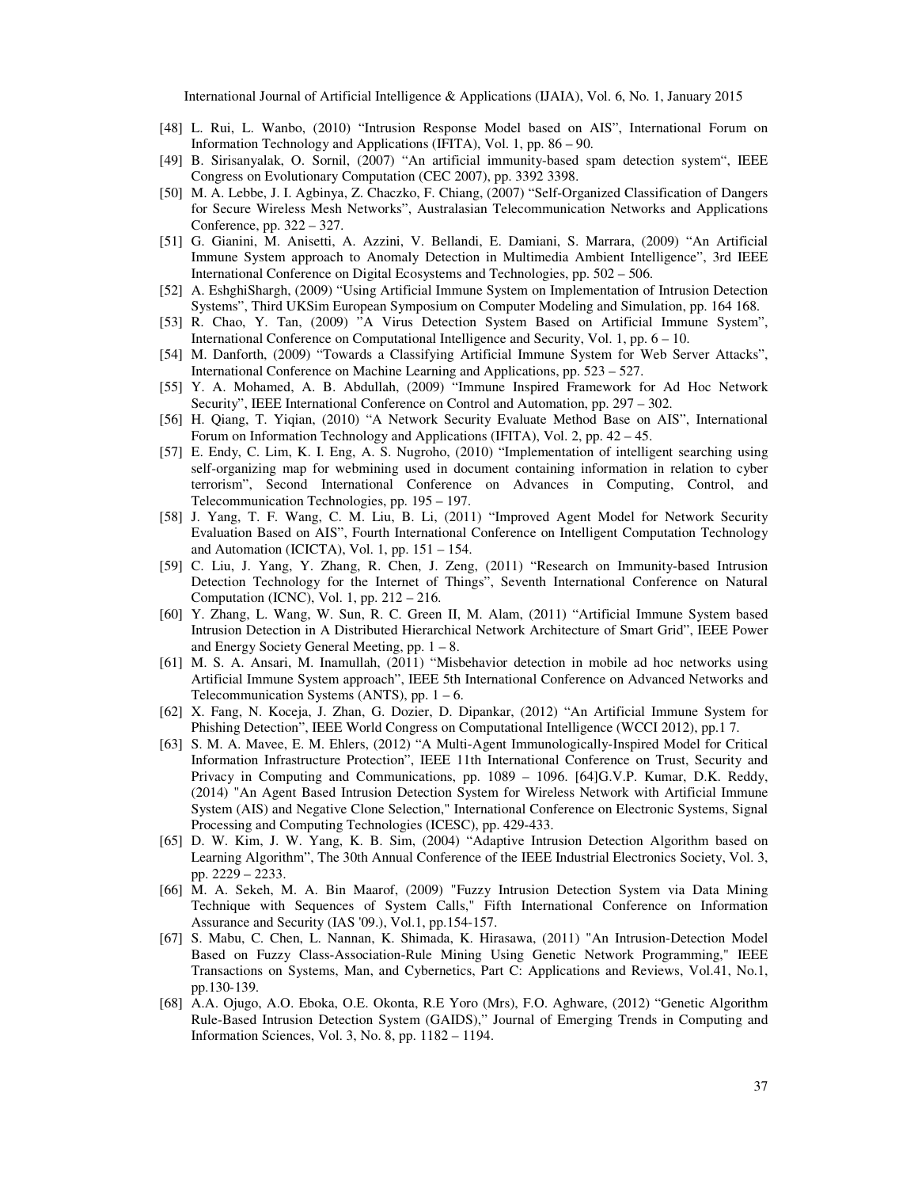[48] L. Rui, L. Wanbo, (2010) "Intrusion Response Model based on AIS", International Forum on Information Technology and Applications (IFITA), Vol. 1, pp. 86 – 90.

[49] B. Sirisanyalak, O. Sornil, (2007) "An artificial immunity-based spam detection system", IEEE Congress on Evolutionary Computation (CEC 2007), pp. 3392 3398.

[50] M. A. Lebbe, J. I. Agbinya, Z. Chaczko, F. Chiang, (2007) "Self-Organized Classification of Dangers for Secure Wireless Mesh Networks", Australasian Telecommunication Networks and Applications Conference, pp. 322 – 327.

[51] G. Gianini, M. Anisetti, A. Azzini, V. Bellandi, E. Damiani, S. Marrara, (2009) "An Artificial Immune System approach to Anomaly Detection in Multimedia Ambient Intelligence", 3rd IEEE International Conference on Digital Ecosystems and Technologies, pp. 502 – 506.

[52] A. EshghiShargh, (2009) "Using Artificial Immune System on Implementation of Intrusion Detection Systems", Third UKSim European Symposium on Computer Modeling and Simulation, pp. 164 168.

[53] R. Chao, Y. Tan, (2009) "A Virus Detection System Based on Artificial Immune System", International Conference on Computational Intelligence and Security, Vol. 1, pp. 6 – 10.

[54] M. Danforth, (2009) "Towards a Classifying Artificial Immune System for Web Server Attacks", International Conference on Machine Learning and Applications, pp. 523 – 527.

[55] Y. A. Mohamed, A. B. Abdullah, (2009) "Immune Inspired Framework for Ad Hoc Network Security", IEEE International Conference on Control and Automation, pp. 297 – 302.

[56] H. Qiang, T. Yiqian, (2010) "A Network Security Evaluate Method Base on AIS", International Forum on Information Technology and Applications (IFITA), Vol. 2, pp. 42 – 45.

[57] E. Endy, C. Lim, K. I. Eng, A. S. Nugroho, (2010) "Implementation of intelligent searching using self-organizing map for webmining used in document containing information in relation to cyber terrorism", Second International Conference on Advances in Computing, Control, and Telecommunication Technologies, pp. 195 – 197.

[58] J. Yang, T. F. Wang, C. M. Liu, B. Li, (2011) "Improved Agent Model for Network Security Evaluation Based on AIS", Fourth International Conference on Intelligent Computation Technology and Automation (ICICTA), Vol. 1, pp. 151 – 154.

[59] C. Liu, J. Yang, Y. Zhang, R. Chen, J. Zeng, (2011) "Research on Immunity-based Intrusion Detection Technology for the Internet of Things", Seventh International Conference on Natural Computation (ICNC), Vol. 1, pp. 212 – 216.

[60] Y. Zhang, L. Wang, W. Sun, R. C. Green II, M. Alam, (2011) "Artificial Immune System based Intrusion Detection in A Distributed Hierarchical Network Architecture of Smart Grid", IEEE Power and Energy Society General Meeting, pp. 1 – 8.

[61] M. S. A. Ansari, M. Inamullah, (2011) "Misbehavior detection in mobile ad hoc networks using Artificial Immune System approach", IEEE 5th International Conference on Advanced Networks and Telecommunication Systems (ANTS), pp. 1 – 6.

[62] X. Fang, N. Koceja, J. Zhan, G. Dozier, D. Dipankar, (2012) "An Artificial Immune System for Phishing Detection", IEEE World Congress on Computational Intelligence (WCCI 2012), pp.1 7.

[63] S. M. A. Mavee, E. M. Ehlers, (2012) "A Multi-Agent Immunologically-Inspired Model for Critical Information Infrastructure Protection", IEEE 11th International Conference on Trust, Security and Privacy in Computing and Communications, pp. 1089 – 1096. [64]G.V.P. Kumar, D.K. Reddy, (2014) "An Agent Based Intrusion Detection System for Wireless Network with Artificial Immune System (AIS) and Negative Clone Selection," International Conference on Electronic Systems, Signal Processing and Computing Technologies (ICESC), pp. 429-433.

[65] D. W. Kim, J. W. Yang, K. B. Sim, (2004) "Adaptive Intrusion Detection Algorithm based on Learning Algorithm", The 30th Annual Conference of the IEEE Industrial Electronics Society, Vol. 3, pp. 2229 – 2233.

[66] M. A. Sekeh, M. A. Bin Maarof, (2009) "Fuzzy Intrusion Detection System via Data Mining Technique with Sequences of System Calls," Fifth International Conference on Information Assurance and Security (IAS '09.), Vol.1, pp.154-157.

[67] S. Mabu, C. Chen, L. Nannan, K. Shimada, K. Hirasawa, (2011) "An Intrusion-Detection Model Based on Fuzzy Class-Association-Rule Mining Using Genetic Network Programming," IEEE Transactions on Systems, Man, and Cybernetics, Part C: Applications and Reviews, Vol.41, No.1, pp.130-139.

[68] A.A. Ojugo, A.O. Eboka, O.E. Okonta, R.E Yoro (Mrs), F.O. Aghware, (2012) "Genetic Algorithm Rule-Based Intrusion Detection System (GAIDS)," Journal of Emerging Trends in Computing and Information Sciences, Vol. 3, No. 8, pp. 1182 – 1194.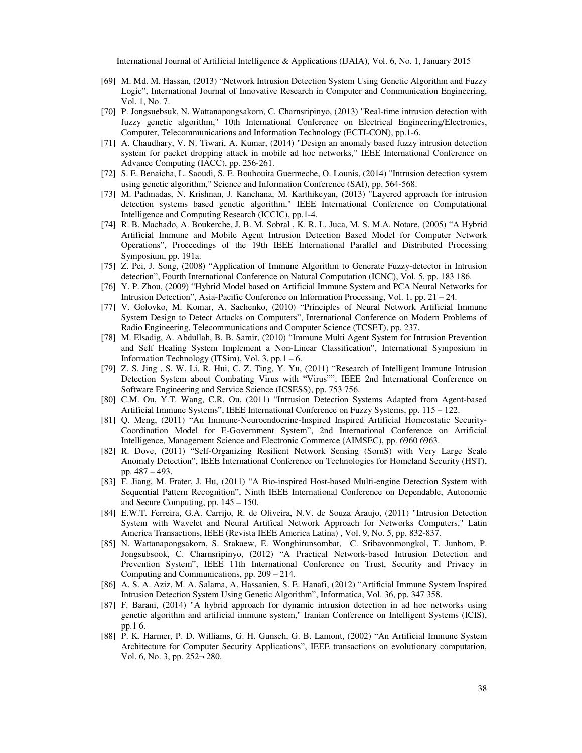[69] M. Md. M. Hassan, (2013) “Network Intrusion Detection System Using Genetic Algorithm and Fuzzy Logic”, International Journal of Innovative Research in Computer and Communication Engineering, Vol. 1, No. 7.

[70] P. Jongsuebsuk, N. Wattanapongsakorn, C. Charnsripinyo, (2013) "Real-time intrusion detection with fuzzy genetic algorithm," 10th International Conference on Electrical Engineering/Electronics, Computer, Telecommunications and Information Technology (ECTI-CON), pp.1-6.

[71] A. Chaudhary, V. N. Tiwari, A. Kumar, (2014) "Design an anomaly based fuzzy intrusion detection system for packet dropping attack in mobile ad hoc networks," IEEE International Conference on Advance Computing (IACC), pp. 256-261.

[72] S. E. Benaicha, L. Saoudi, S. E. Bouhouita Guermeche, O. Lounis, (2014) "Intrusion detection system using genetic algorithm," Science and Information Conference (SAI), pp. 564-568.

[73] M. Padmadas, N. Krishnan, J. Kanchana, M. Karthikeyan, (2013) "Layered approach for intrusion detection systems based genetic algorithm," IEEE International Conference on Computational Intelligence and Computing Research (ICCIC), pp.1-4.

[74] R. B. Machado, A. Boukerche, J. B. M. Sobral , K. R. L. Juca, M. S. M.A. Notare, (2005) “A Hybrid Artificial Immune and Mobile Agent Intrusion Detection Based Model for Computer Network Operations”, Proceedings of the 19th IEEE International Parallel and Distributed Processing Symposium, pp. 191a.

[75] Z. Pei, J. Song, (2008) “Application of Immune Algorithm to Generate Fuzzy-detector in Intrusion detection”, Fourth International Conference on Natural Computation (ICNC), Vol. 5, pp. 183 186.

[76] Y. P. Zhou, (2009) “Hybrid Model based on Artificial Immune System and PCA Neural Networks for Intrusion Detection”, Asia-Pacific Conference on Information Processing, Vol. 1, pp. 21 – 24.

[77] V. Golovko, M. Komar, A. Sachenko, (2010) “Principles of Neural Network Artificial Immune System Design to Detect Attacks on Computers”, International Conference on Modern Problems of Radio Engineering, Telecommunications and Computer Science (TCSET), pp. 237.

[78] M. Elsadig, A. Abdullah, B. B. Samir, (2010) “Immune Multi Agent System for Intrusion Prevention and Self Healing System Implement a Non-Linear Classification”, International Symposium in Information Technology (ITSim), Vol. 3, pp.1 – 6.

[79] Z. S. Jing , S. W. Li, R. Hui, C. Z. Ting, Y. Yu, (2011) “Research of Intelligent Immune Intrusion Detection System about Combating Virus with “Virus””, IEEE 2nd International Conference on Software Engineering and Service Science (ICSESS), pp. 753 756.

[80] C.M. Ou, Y.T. Wang, C.R. Ou, (2011) “Intrusion Detection Systems Adapted from Agent-based Artificial Immune Systems”, IEEE International Conference on Fuzzy Systems, pp. 115 – 122.

[81] Q. Meng, (2011) “An Immune-Neuroendocrine-Inspired Inspired Artificial Homeostatic Security-Coordination Model for E-Government System”, 2nd International Conference on Artificial Intelligence, Management Science and Electronic Commerce (AIMSEC), pp. 6960 6963.

[82] R. Dove, (2011) “Self-Organizing Resilient Network Sensing (SornS) with Very Large Scale Anomaly Detection”, IEEE International Conference on Technologies for Homeland Security (HST), pp. 487 – 493.

[83] F. Jiang, M. Frater, J. Hu, (2011) “A Bio-inspired Host-based Multi-engine Detection System with Sequential Pattern Recognition”, Ninth IEEE International Conference on Dependable, Autonomic and Secure Computing, pp. 145 – 150.

[84] E.W.T. Ferreira, G.A. Carrijo, R. de Oliveira, N.V. de Souza Araujo, (2011) "Intrusion Detection System with Wavelet and Neural Artifical Network Approach for Networks Computers," Latin America Transactions, IEEE (Revista IEEE America Latina) , Vol. 9, No. 5, pp. 832-837.

[85] N. Wattanapongsakorn, S. Srakaew, E. Wonghirunsombat, C. Sribavonmongkol, T. Junhom, P. Jongsubsook, C. Charnsripinyo, (2012) “A Practical Network-based Intrusion Detection and Prevention System”, IEEE 11th International Conference on Trust, Security and Privacy in Computing and Communications, pp. 209 – 214.

[86] A. S. A. Aziz, M. A. Salama, A. Hassanien, S. E. Hanafi, (2012) “Artificial Immune System Inspired Intrusion Detection System Using Genetic Algorithm”, Informatica, Vol. 36, pp. 347 358.

[87] F. Barani, (2014) "A hybrid approach for dynamic intrusion detection in ad hoc networks using genetic algorithm and artificial immune system," Iranian Conference on Intelligent Systems (ICIS), pp.1 6.

[88] P. K. Harmer, P. D. Williams, G. H. Gunsch, G. B. Lamont, (2002) “An Artificial Immune System Architecture for Computer Security Applications”, IEEE transactions on evolutionary computation, Vol. 6, No. 3, pp. 252¬ 280.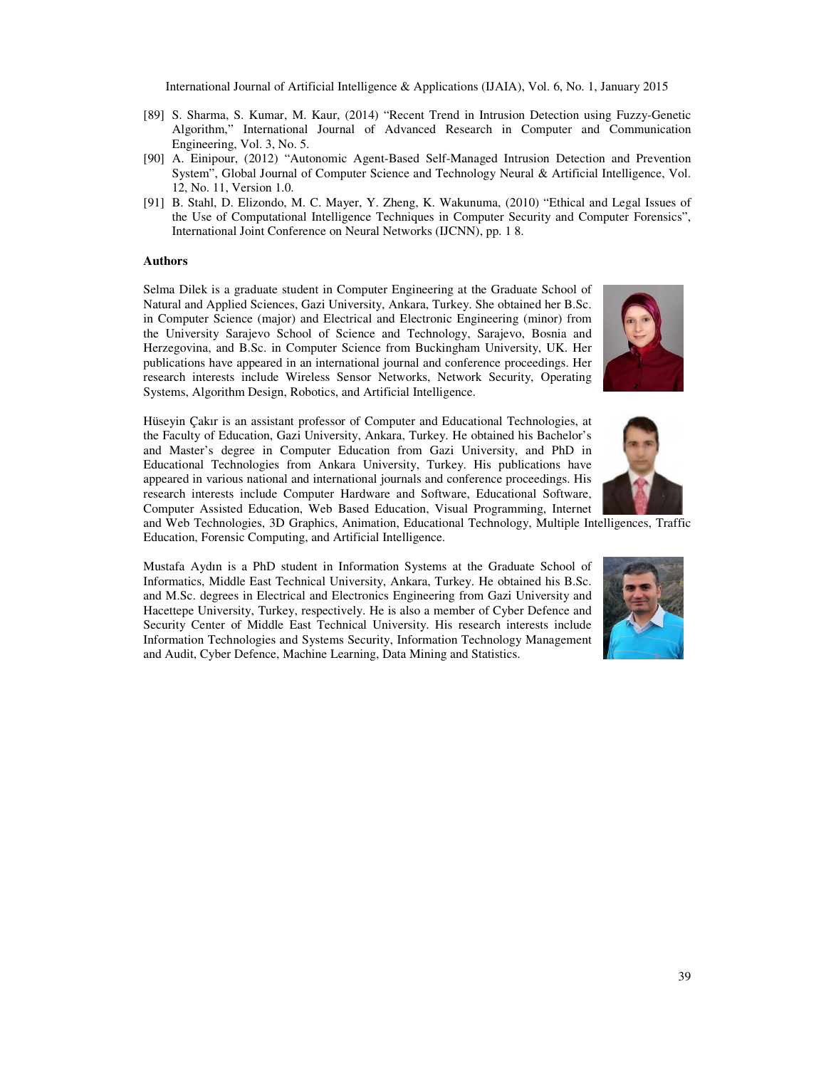[89] S. Sharma, S. Kumar, M. Kaur, (2014) "Recent Trend in Intrusion Detection using Fuzzy-Genetic Algorithm," International Journal of Advanced Research in Computer and Communication Engineering, Vol. 3, No. 5.

[90] A. Einipour, (2012) "Autonomic Agent-Based Self-Managed Intrusion Detection and Prevention System", Global Journal of Computer Science and Technology Neural & Artificial Intelligence, Vol. 12, No. 11, Version 1.0.

[91] B. Stahl, D. Elizondo, M. C. Mayer, Y. Zheng, K. Wakunuma, (2010) "Ethical and Legal Issues of the Use of Computational Intelligence Techniques in Computer Security and Computer Forensics", International Joint Conference on Neural Networks (IJCNN), pp. 1 8.

**Authors**

Selma Dilek is a graduate student in Computer Engineering at the Graduate School of Natural and Applied Sciences, Gazi University, Ankara, Turkey. She obtained her B.Sc. in Computer Science (major) and Electrical and Electronic Engineering (minor) from the University Sarajevo School of Science and Technology, Sarajevo, Bosnia and Herzegovina, and B.Sc. in Computer Science from Buckingham University, UK. Her publications have appeared in an international journal and conference proceedings. Her research interests include Wireless Sensor Networks, Network Security, Operating Systems, Algorithm Design, Robotics, and Artificial Intelligence.

Hüseyin Çakır is an assistant professor of Computer and Educational Technologies, at the Faculty of Education, Gazi University, Ankara, Turkey. He obtained his Bachelor's and Master's degree in Computer Education from Gazi University, and PhD in Educational Technologies from Ankara University, Turkey. His publications have appeared in various national and international journals and conference proceedings. His research interests include Computer Hardware and Software, Educational Software, Computer Assisted Education, Web Based Education, Visual Programming, Internet and Web Technologies, 3D Graphics, Animation, Educational Technology, Multiple Intelligences, Traffic Education, Forensic Computing, and Artificial Intelligence.

Mustafa Aydın is a PhD student in Information Systems at the Graduate School of Informatics, Middle East Technical University, Ankara, Turkey. He obtained his B.Sc. and M.Sc. degrees in Electrical and Electronics Engineering from Gazi University and Hacettepe University, Turkey, respectively. He is also a member of Cyber Defence and Security Center of Middle East Technical University. His research interests include Information Technologies and Systems Security, Information Technology Management and Audit, Cyber Defence, Machine Learning, Data Mining and Statistics.